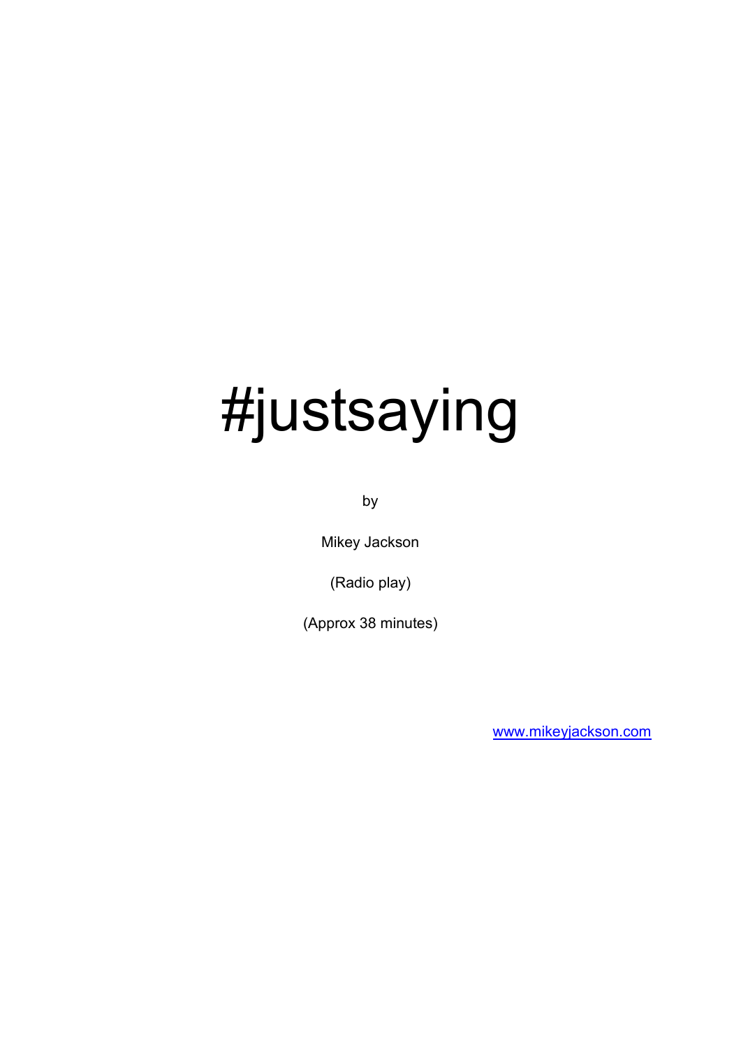# #justsaying

by

Mikey Jackson

(Radio play)

(Approx 38 minutes)

www.mikeyjackson.com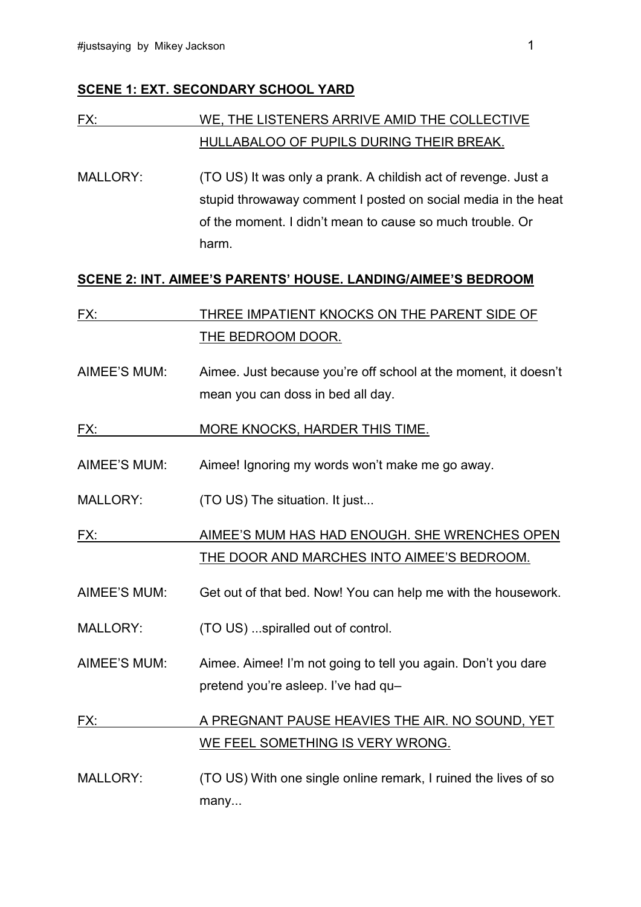**SCENE 1: EXT. SECONDARY SCHOOL YARD**

FX: WE, THE LISTENERS ARRIVE AMID THE COLLECTIVE HULLABALOO OF PUPILS DURING THEIR BREAK.

MALLORY: (TO US) It was only a prank. A childish act of revenge. Just a stupid throwaway comment I posted on social media in the heat of the moment. I didn't mean to cause so much trouble. Or harm.

**SCENE 2: INT. AIMEE'S PARENTS' HOUSE. LANDING/AIMEE'S BEDROOM**

FX: THREE IMPATIENT KNOCKS ON THE PARENT SIDE OF THE BEDROOM DOOR.

AIMEE'S MUM: Aimee. Just because you're off school at the moment, it doesn't mean you can doss in bed all day.

FX: MORE KNOCKS, HARDER THIS TIME.

AIMEE'S MUM: Aimee! Ignoring my words won't make me go away.

MALLORY: (TO US) The situation. It just...

FX: AIMEE'S MUM HAS HAD ENOUGH. SHE WRENCHES OPEN THE DOOR AND MARCHES INTO AIMEE'S BEDROOM.

AIMEE'S MUM: Get out of that bed. Now! You can help me with the housework.

MALLORY: (TO US) ...spiralled out of control.

AIMEE'S MUM: Aimee. Aimee! I'm not going to tell you again. Don't you dare pretend you're asleep. I've had qu–

FX: A PREGNANT PAUSE HEAVIES THE AIR. NO SOUND, YET WE FEEL SOMETHING IS VERY WRONG.

MALLORY: (TO US) With one single online remark, I ruined the lives of so many...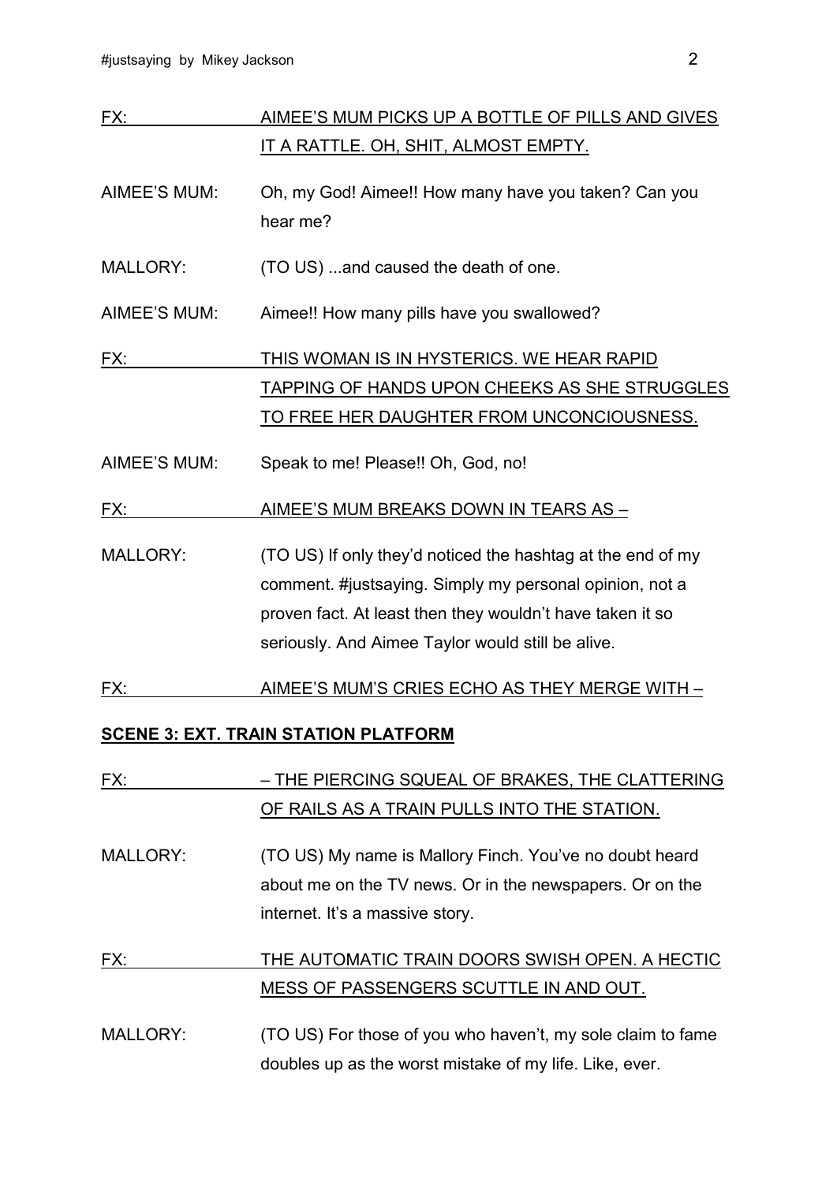FX: <u>AIMEE'S MUM PICKS UP A BOTTLE OF PILLS AND GIVES IT A RATTLE. OH, SHIT, ALMOST EMPTY.</u>

AIMEE'S MUM: Oh, my God! Aimee!! How many have you taken? Can you hear me?

MALLORY: (TO US) ...and caused the death of one.

AIMEE'S MUM: Aimee!! How many pills have you swallowed?

FX: <u>THIS WOMAN IS IN HYSTERICS. WE HEAR RAPID TAPPING OF HANDS UPON CHEEKS AS SHE STRUGGLES TO FREE HER DAUGHTER FROM UNCONCIOUSNESS.</u>

AIMEE'S MUM: Speak to me! Please!! Oh, God, no!

FX: <u>AIMEE'S MUM BREAKS DOWN IN TEARS AS –</u>

MALLORY: (TO US) If only they'd noticed the hashtag at the end of my comment. #justsaying. Simply my personal opinion, not a proven fact. At least then they wouldn't have taken it so seriously. And Aimee Taylor would still be alive.

FX: <u>AIMEE'S MUM'S CRIES ECHO AS THEY MERGE WITH –</u>

**<u>SCENE 3: EXT. TRAIN STATION PLATFORM</u>**

FX: <u>– THE PIERCING SQUEAL OF BRAKES, THE CLATTERING OF RAILS AS A TRAIN PULLS INTO THE STATION.</u>

MALLORY: (TO US) My name is Mallory Finch. You've no doubt heard about me on the TV news. Or in the newspapers. Or on the internet. It's a massive story.

FX: <u>THE AUTOMATIC TRAIN DOORS SWISH OPEN. A HECTIC MESS OF PASSENGERS SCUTTLE IN AND OUT.</u>

MALLORY: (TO US) For those of you who haven't, my sole claim to fame doubles up as the worst mistake of my life. Like, ever.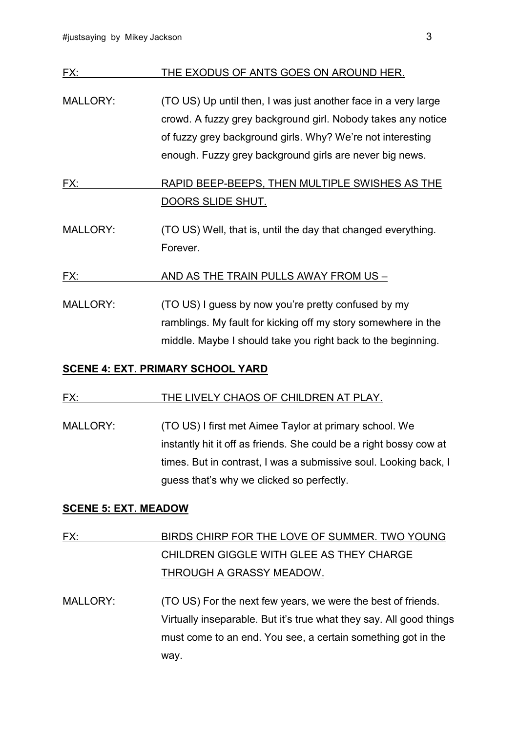FX: <u>THE EXODUS OF ANTS GOES ON AROUND HER.</u>

MALLORY: (TO US) Up until then, I was just another face in a very large crowd. A fuzzy grey background girl. Nobody takes any notice of fuzzy grey background girls. Why? We're not interesting enough. Fuzzy grey background girls are never big news.

FX: <u>RAPID BEEP-BEEPS, THEN MULTIPLE SWISHES AS THE DOORS SLIDE SHUT.</u>

MALLORY: (TO US) Well, that is, until the day that changed everything. Forever.

FX: <u>AND AS THE TRAIN PULLS AWAY FROM US –</u>

MALLORY: (TO US) I guess by now you're pretty confused by my ramblings. My fault for kicking off my story somewhere in the middle. Maybe I should take you right back to the beginning.

**<u>SCENE 4: EXT. PRIMARY SCHOOL YARD</u>**

FX: <u>THE LIVELY CHAOS OF CHILDREN AT PLAY.</u>

MALLORY: (TO US) I first met Aimee Taylor at primary school. We instantly hit it off as friends. She could be a right bossy cow at times. But in contrast, I was a submissive soul. Looking back, I guess that's why we clicked so perfectly.

**<u>SCENE 5: EXT. MEADOW</u>**

FX: <u>BIRDS CHIRP FOR THE LOVE OF SUMMER. TWO YOUNG CHILDREN GIGGLE WITH GLEE AS THEY CHARGE THROUGH A GRASSY MEADOW.</u>

MALLORY: (TO US) For the next few years, we were the best of friends. Virtually inseparable. But it's true what they say. All good things must come to an end. You see, a certain something got in the way.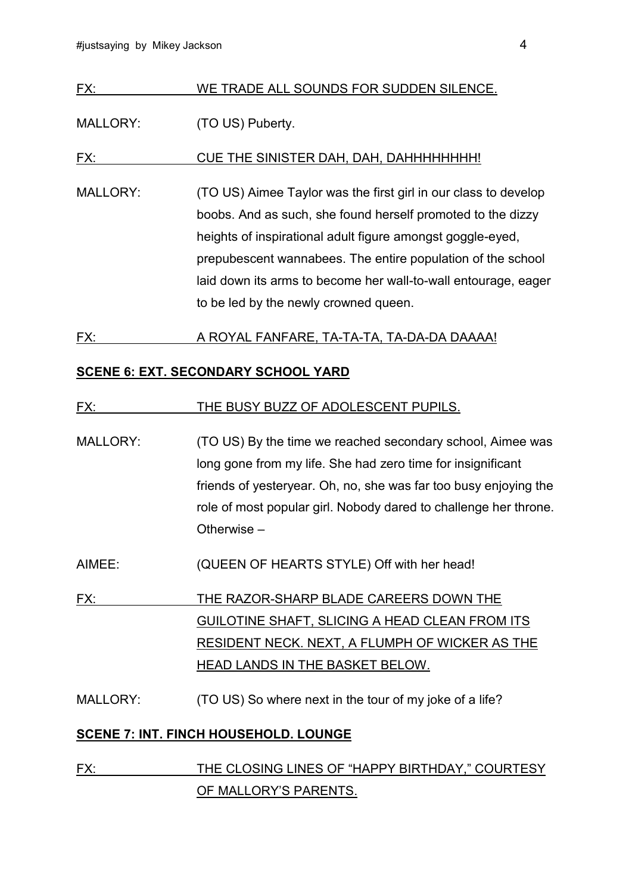FX: WE TRADE ALL SOUNDS FOR SUDDEN SILENCE.

MALLORY: (TO US) Puberty.

FX: CUE THE SINISTER DAH, DAH, DAHHHHHHHH!

MALLORY: (TO US) Aimee Taylor was the first girl in our class to develop boobs. And as such, she found herself promoted to the dizzy heights of inspirational adult figure amongst goggle-eyed, prepubescent wannabees. The entire population of the school laid down its arms to become her wall-to-wall entourage, eager to be led by the newly crowned queen.

FX: A ROYAL FANFARE, TA-TA-TA, TA-DA-DA DAAAA!

**SCENE 6: EXT. SECONDARY SCHOOL YARD**

FX: THE BUSY BUZZ OF ADOLESCENT PUPILS.

MALLORY: (TO US) By the time we reached secondary school, Aimee was long gone from my life. She had zero time for insignificant friends of yesteryear. Oh, no, she was far too busy enjoying the role of most popular girl. Nobody dared to challenge her throne. Otherwise –

AIMEE: (QUEEN OF HEARTS STYLE) Off with her head!

FX: THE RAZOR-SHARP BLADE CAREERS DOWN THE GUILOTINE SHAFT, SLICING A HEAD CLEAN FROM ITS RESIDENT NECK. NEXT, A FLUMPH OF WICKER AS THE HEAD LANDS IN THE BASKET BELOW.

MALLORY: (TO US) So where next in the tour of my joke of a life?

**SCENE 7: INT. FINCH HOUSEHOLD. LOUNGE**

FX: THE CLOSING LINES OF "HAPPY BIRTHDAY," COURTESY OF MALLORY'S PARENTS.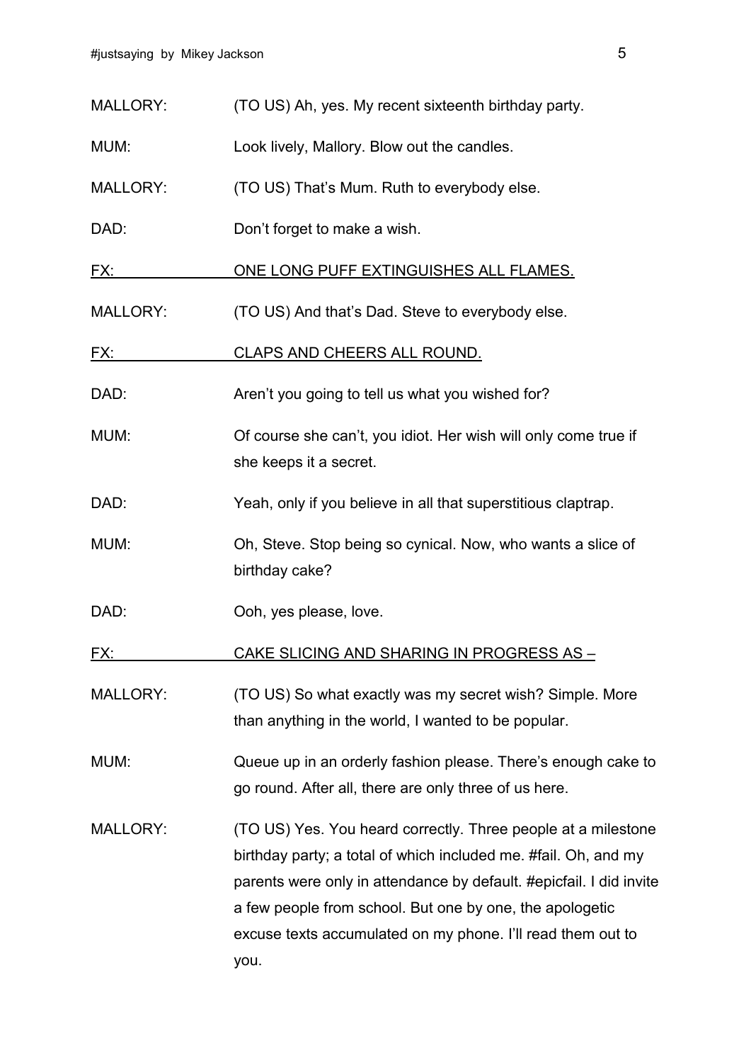MALLORY: (TO US) Ah, yes. My recent sixteenth birthday party.

MUM: Look lively, Mallory. Blow out the candles.

MALLORY: (TO US) That's Mum. Ruth to everybody else.

DAD: Don't forget to make a wish.

<u>FX: ONE LONG PUFF EXTINGUISHES ALL FLAMES.</u>

MALLORY: (TO US) And that's Dad. Steve to everybody else.

<u>FX: CLAPS AND CHEERS ALL ROUND.</u>

DAD: Aren't you going to tell us what you wished for?

MUM: Of course she can't, you idiot. Her wish will only come true if she keeps it a secret.

DAD: Yeah, only if you believe in all that superstitious claptrap.

MUM: Oh, Steve. Stop being so cynical. Now, who wants a slice of birthday cake?

DAD: Ooh, yes please, love.

<u>FX: CAKE SLICING AND SHARING IN PROGRESS AS –</u>

MALLORY: (TO US) So what exactly was my secret wish? Simple. More than anything in the world, I wanted to be popular.

MUM: Queue up in an orderly fashion please. There's enough cake to go round. After all, there are only three of us here.

MALLORY: (TO US) Yes. You heard correctly. Three people at a milestone birthday party; a total of which included me. #fail. Oh, and my parents were only in attendance by default. #epicfail. I did invite a few people from school. But one by one, the apologetic excuse texts accumulated on my phone. I'll read them out to you.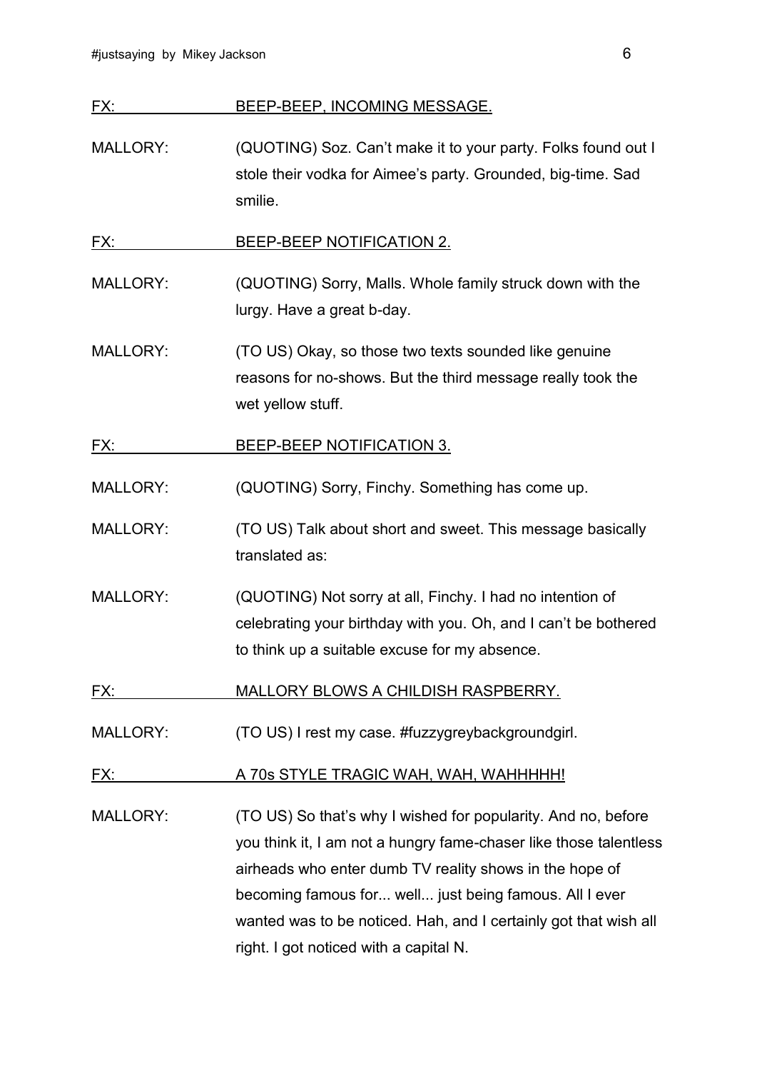FX: BEEP-BEEP, INCOMING MESSAGE.

MALLORY: (QUOTING) Soz. Can't make it to your party. Folks found out I stole their vodka for Aimee's party. Grounded, big-time. Sad smilie.

FX: BEEP-BEEP NOTIFICATION 2.

MALLORY: (QUOTING) Sorry, Malls. Whole family struck down with the lurgy. Have a great b-day.

MALLORY: (TO US) Okay, so those two texts sounded like genuine reasons for no-shows. But the third message really took the wet yellow stuff.

FX: BEEP-BEEP NOTIFICATION 3.

MALLORY: (QUOTING) Sorry, Finchy. Something has come up.

MALLORY: (TO US) Talk about short and sweet. This message basically translated as:

MALLORY: (QUOTING) Not sorry at all, Finchy. I had no intention of celebrating your birthday with you. Oh, and I can't be bothered to think up a suitable excuse for my absence.

FX: MALLORY BLOWS A CHILDISH RASPBERRY.

MALLORY: (TO US) I rest my case. #fuzzygreybackgroundgirl.

FX: A 70s STYLE TRAGIC WAH, WAH, WAHHHHH!

MALLORY: (TO US) So that's why I wished for popularity. And no, before you think it, I am not a hungry fame-chaser like those talentless airheads who enter dumb TV reality shows in the hope of becoming famous for... well... just being famous. All I ever wanted was to be noticed. Hah, and I certainly got that wish all right. I got noticed with a capital N.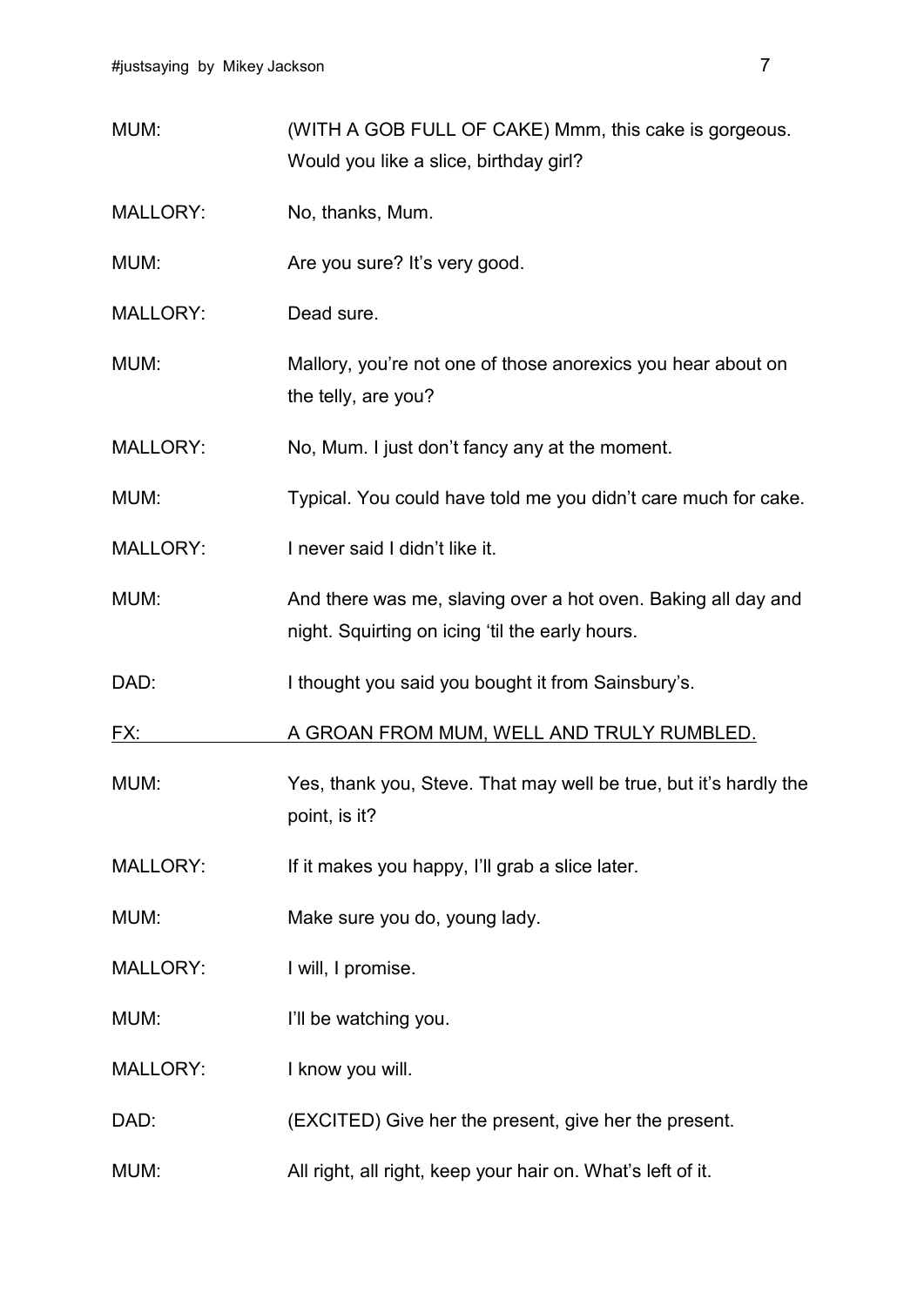MUM: (WITH A GOB FULL OF CAKE) Mmm, this cake is gorgeous. Would you like a slice, birthday girl?

MALLORY: No, thanks, Mum.

MUM: Are you sure? It's very good.

MALLORY: Dead sure.

MUM: Mallory, you're not one of those anorexics you hear about on the telly, are you?

MALLORY: No, Mum. I just don't fancy any at the moment.

MUM: Typical. You could have told me you didn't care much for cake.

MALLORY: I never said I didn't like it.

MUM: And there was me, slaving over a hot oven. Baking all day and night. Squirting on icing 'til the early hours.

DAD: I thought you said you bought it from Sainsbury's.

<u>FX: A GROAN FROM MUM, WELL AND TRULY RUMBLED.</u>

MUM: Yes, thank you, Steve. That may well be true, but it's hardly the point, is it?

MALLORY: If it makes you happy, I'll grab a slice later.

MUM: Make sure you do, young lady.

MALLORY: I will, I promise.

MUM: I'll be watching you.

MALLORY: I know you will.

DAD: (EXCITED) Give her the present, give her the present.

MUM: All right, all right, keep your hair on. What's left of it.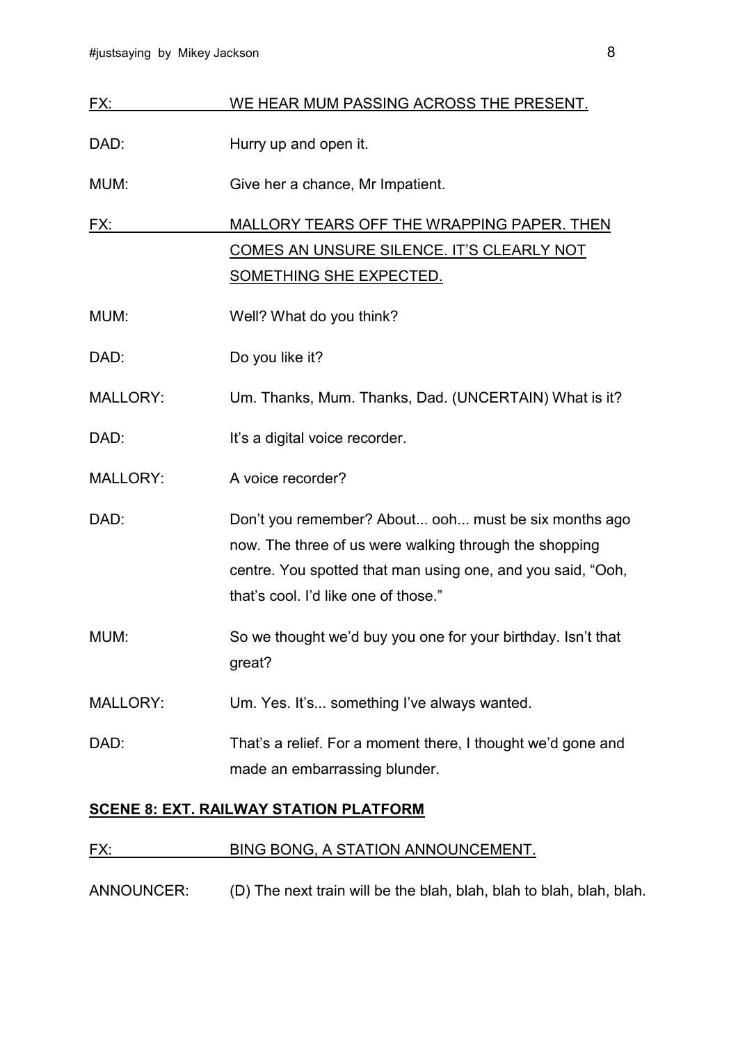FX: WE HEAR MUM PASSING ACROSS THE PRESENT.

DAD: Hurry up and open it.

MUM: Give her a chance, Mr Impatient.

FX: MALLORY TEARS OFF THE WRAPPING PAPER. THEN COMES AN UNSURE SILENCE. IT'S CLEARLY NOT SOMETHING SHE EXPECTED.

MUM: Well? What do you think?

DAD: Do you like it?

MALLORY: Um. Thanks, Mum. Thanks, Dad. (UNCERTAIN) What is it?

DAD: It's a digital voice recorder.

MALLORY: A voice recorder?

DAD: Don't you remember? About... ooh... must be six months ago now. The three of us were walking through the shopping centre. You spotted that man using one, and you said, "Ooh, that's cool. I'd like one of those."

MUM: So we thought we'd buy you one for your birthday. Isn't that great?

MALLORY: Um. Yes. It's... something I've always wanted.

DAD: That's a relief. For a moment there, I thought we'd gone and made an embarrassing blunder.

**SCENE 8: EXT. RAILWAY STATION PLATFORM**

FX: BING BONG, A STATION ANNOUNCEMENT.

ANNOUNCER: (D) The next train will be the blah, blah, blah to blah, blah, blah.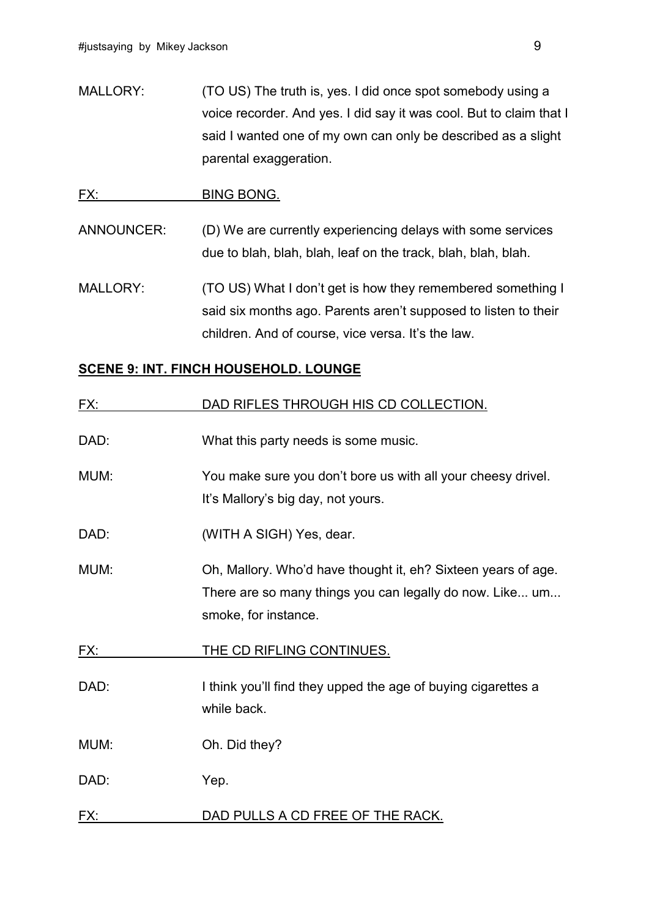MALLORY: (TO US) The truth is, yes. I did once spot somebody using a voice recorder. And yes. I did say it was cool. But to claim that I said I wanted one of my own can only be described as a slight parental exaggeration.

<u>FX: BING BONG.</u>

ANNOUNCER: (D) We are currently experiencing delays with some services due to blah, blah, blah, leaf on the track, blah, blah, blah.

MALLORY: (TO US) What I don't get is how they remembered something I said six months ago. Parents aren't supposed to listen to their children. And of course, vice versa. It's the law.

**<u>SCENE 9: INT. FINCH HOUSEHOLD. LOUNGE</u>**

<u>FX: DAD RIFLES THROUGH HIS CD COLLECTION.</u>

DAD: What this party needs is some music.

MUM: You make sure you don't bore us with all your cheesy drivel. It's Mallory's big day, not yours.

DAD: (WITH A SIGH) Yes, dear.

MUM: Oh, Mallory. Who'd have thought it, eh? Sixteen years of age. There are so many things you can legally do now. Like... um... smoke, for instance.

<u>FX: THE CD RIFLING CONTINUES.</u>

DAD: I think you'll find they upped the age of buying cigarettes a while back.

MUM: Oh. Did they?

DAD: Yep.

<u>FX: DAD PULLS A CD FREE OF THE RACK.</u>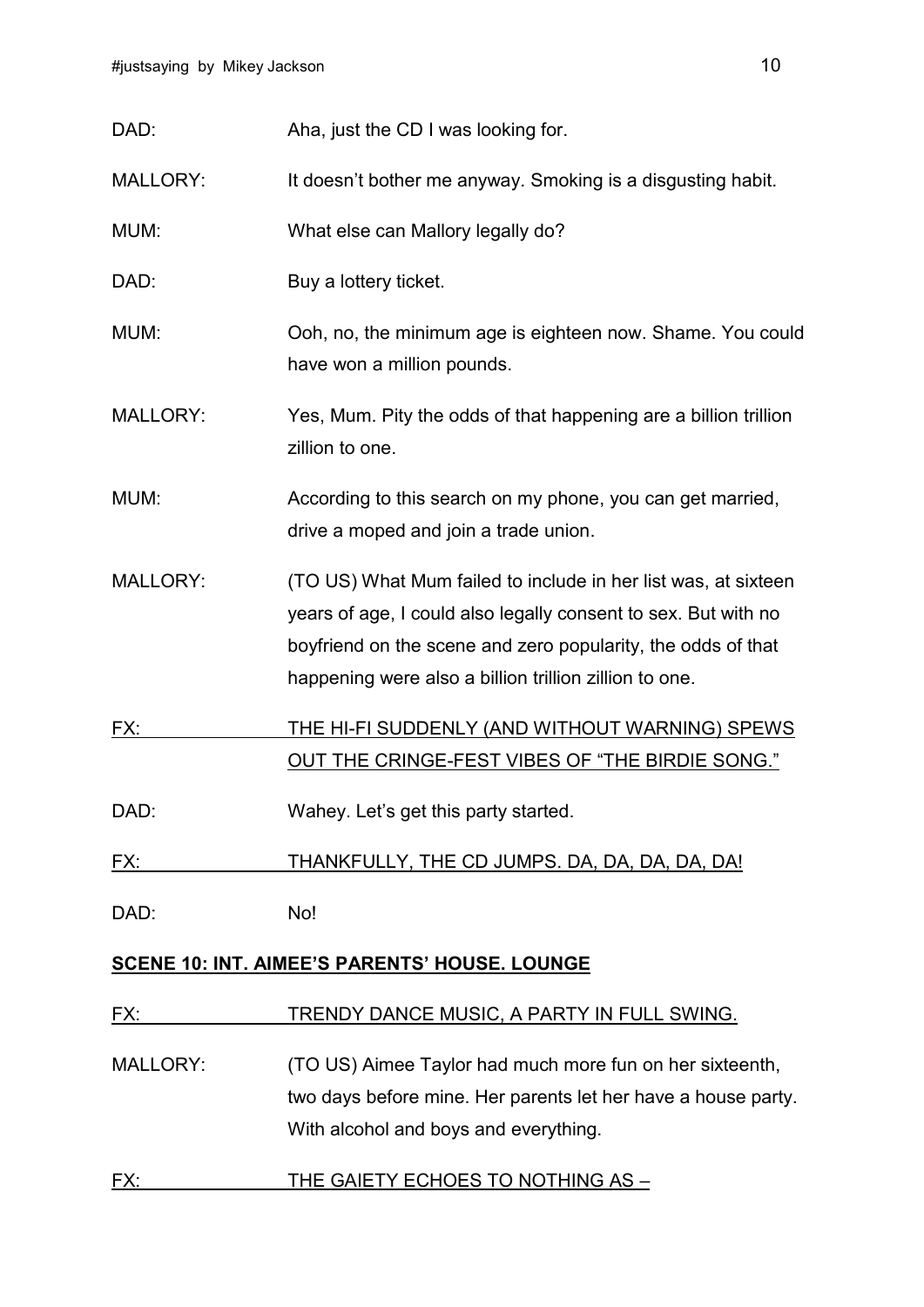DAD: Aha, just the CD I was looking for.

MALLORY: It doesn't bother me anyway. Smoking is a disgusting habit.

MUM: What else can Mallory legally do?

DAD: Buy a lottery ticket.

MUM: Ooh, no, the minimum age is eighteen now. Shame. You could have won a million pounds.

MALLORY: Yes, Mum. Pity the odds of that happening are a billion trillion zillion to one.

MUM: According to this search on my phone, you can get married, drive a moped and join a trade union.

MALLORY: (TO US) What Mum failed to include in her list was, at sixteen years of age, I could also legally consent to sex. But with no boyfriend on the scene and zero popularity, the odds of that happening were also a billion trillion zillion to one.

<u>FX: THE HI-FI SUDDENLY (AND WITHOUT WARNING) SPEWS OUT THE CRINGE-FEST VIBES OF "THE BIRDIE SONG."</u>

DAD: Wahey. Let's get this party started.

<u>FX: THANKFULLY, THE CD JUMPS. DA, DA, DA, DA, DA!</u>

DAD: No!

**<u>SCENE 10: INT. AIMEE'S PARENTS' HOUSE. LOUNGE</u>**

<u>FX: TRENDY DANCE MUSIC, A PARTY IN FULL SWING.</u>

MALLORY: (TO US) Aimee Taylor had much more fun on her sixteenth, two days before mine. Her parents let her have a house party. With alcohol and boys and everything.

<u>FX: THE GAIETY ECHOES TO NOTHING AS –</u>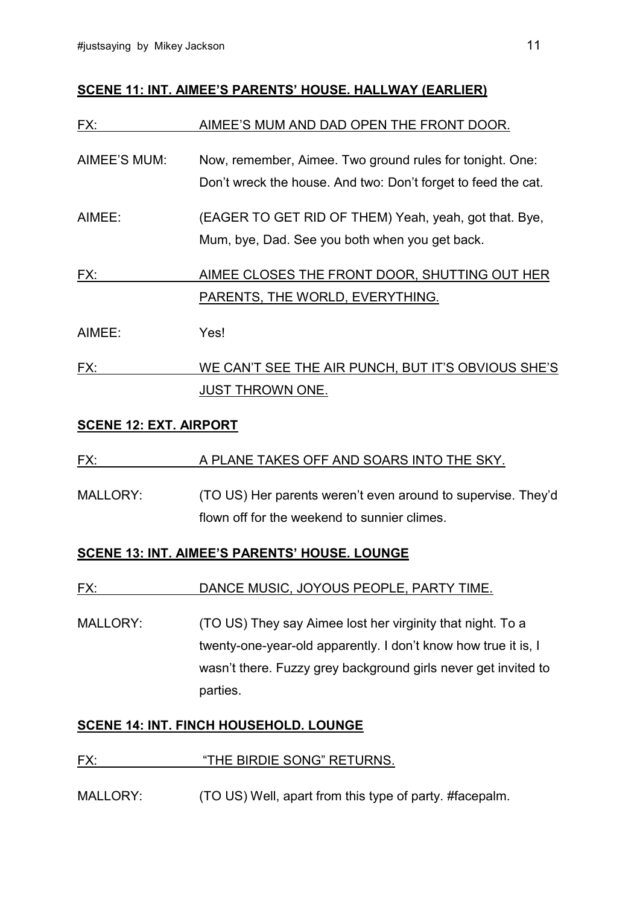**SCENE 11: INT. AIMEE'S PARENTS' HOUSE. HALLWAY (EARLIER)**

FX: AIMEE'S MUM AND DAD OPEN THE FRONT DOOR.

AIMEE'S MUM: Now, remember, Aimee. Two ground rules for tonight. One: Don't wreck the house. And two: Don't forget to feed the cat.

AIMEE: (EAGER TO GET RID OF THEM) Yeah, yeah, got that. Bye, Mum, bye, Dad. See you both when you get back.

FX: AIMEE CLOSES THE FRONT DOOR, SHUTTING OUT HER PARENTS, THE WORLD, EVERYTHING.

AIMEE: Yes!

FX: WE CAN'T SEE THE AIR PUNCH, BUT IT'S OBVIOUS SHE'S JUST THROWN ONE.

**SCENE 12: EXT. AIRPORT**

FX: A PLANE TAKES OFF AND SOARS INTO THE SKY.

MALLORY: (TO US) Her parents weren't even around to supervise. They'd flown off for the weekend to sunnier climes.

**SCENE 13: INT. AIMEE'S PARENTS' HOUSE. LOUNGE**

FX: DANCE MUSIC, JOYOUS PEOPLE, PARTY TIME.

MALLORY: (TO US) They say Aimee lost her virginity that night. To a twenty-one-year-old apparently. I don't know how true it is, I wasn't there. Fuzzy grey background girls never get invited to parties.

**SCENE 14: INT. FINCH HOUSEHOLD. LOUNGE**

FX: "THE BIRDIE SONG" RETURNS.

MALLORY: (TO US) Well, apart from this type of party. #facepalm.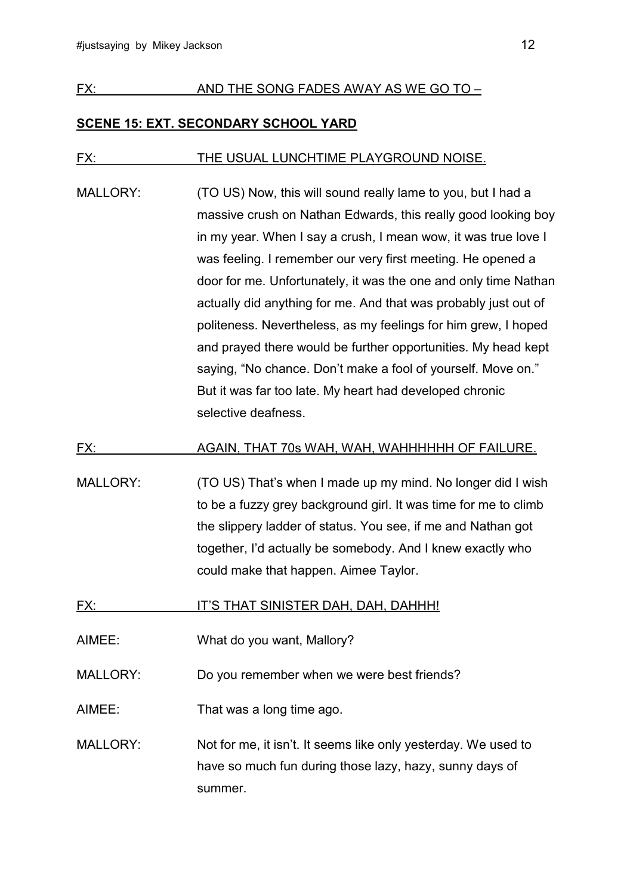FX: AND THE SONG FADES AWAY AS WE GO TO –

**SCENE 15: EXT. SECONDARY SCHOOL YARD**

FX: THE USUAL LUNCHTIME PLAYGROUND NOISE.

MALLORY: (TO US) Now, this will sound really lame to you, but I had a massive crush on Nathan Edwards, this really good looking boy in my year. When I say a crush, I mean wow, it was true love I was feeling. I remember our very first meeting. He opened a door for me. Unfortunately, it was the one and only time Nathan actually did anything for me. And that was probably just out of politeness. Nevertheless, as my feelings for him grew, I hoped and prayed there would be further opportunities. My head kept saying, "No chance. Don't make a fool of yourself. Move on." But it was far too late. My heart had developed chronic selective deafness.

FX: AGAIN, THAT 70s WAH, WAH, WAHHHHHH OF FAILURE.

MALLORY: (TO US) That's when I made up my mind. No longer did I wish to be a fuzzy grey background girl. It was time for me to climb the slippery ladder of status. You see, if me and Nathan got together, I'd actually be somebody. And I knew exactly who could make that happen. Aimee Taylor.

FX: IT'S THAT SINISTER DAH, DAH, DAHHH!

AIMEE: What do you want, Mallory?

MALLORY: Do you remember when we were best friends?

AIMEE: That was a long time ago.

MALLORY: Not for me, it isn't. It seems like only yesterday. We used to have so much fun during those lazy, hazy, sunny days of summer.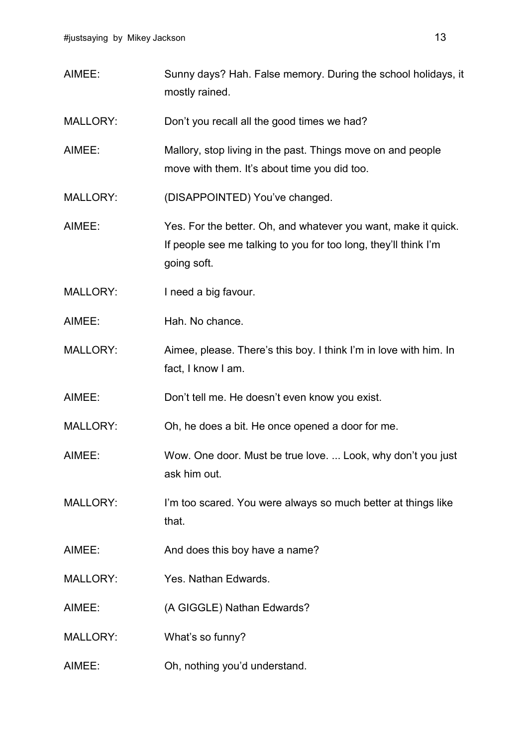AIMEE: Sunny days? Hah. False memory. During the school holidays, it mostly rained.

MALLORY: Don't you recall all the good times we had?

AIMEE: Mallory, stop living in the past. Things move on and people move with them. It's about time you did too.

MALLORY: (DISAPPOINTED) You've changed.

AIMEE: Yes. For the better. Oh, and whatever you want, make it quick. If people see me talking to you for too long, they'll think I'm going soft.

MALLORY: I need a big favour.

AIMEE: Hah. No chance.

MALLORY: Aimee, please. There's this boy. I think I'm in love with him. In fact, I know I am.

AIMEE: Don't tell me. He doesn't even know you exist.

MALLORY: Oh, he does a bit. He once opened a door for me.

AIMEE: Wow. One door. Must be true love. ... Look, why don't you just ask him out.

MALLORY: I'm too scared. You were always so much better at things like that.

AIMEE: And does this boy have a name?

MALLORY: Yes. Nathan Edwards.

AIMEE: (A GIGGLE) Nathan Edwards?

MALLORY: What's so funny?

AIMEE: Oh, nothing you'd understand.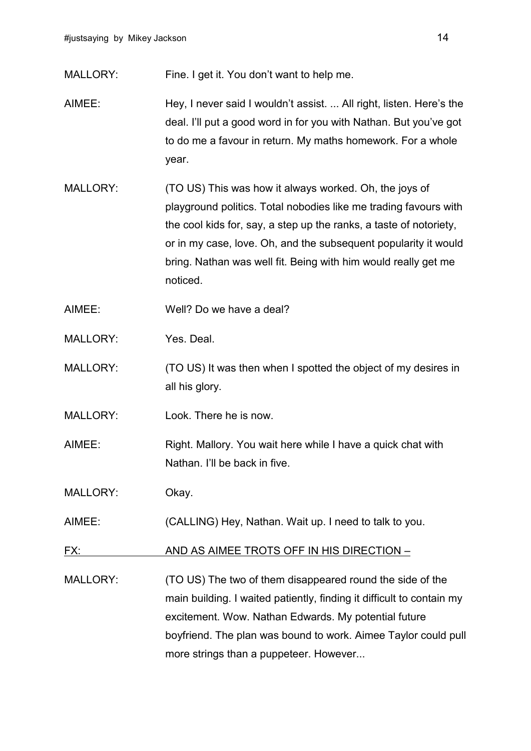MALLORY: Fine. I get it. You don't want to help me.

AIMEE: Hey, I never said I wouldn't assist. ... All right, listen. Here's the deal. I'll put a good word in for you with Nathan. But you've got to do me a favour in return. My maths homework. For a whole year.

MALLORY: (TO US) This was how it always worked. Oh, the joys of playground politics. Total nobodies like me trading favours with the cool kids for, say, a step up the ranks, a taste of notoriety, or in my case, love. Oh, and the subsequent popularity it would bring. Nathan was well fit. Being with him would really get me noticed.

AIMEE: Well? Do we have a deal?

MALLORY: Yes. Deal.

MALLORY: (TO US) It was then when I spotted the object of my desires in all his glory.

MALLORY: Look. There he is now.

AIMEE: Right. Mallory. You wait here while I have a quick chat with Nathan. I'll be back in five.

MALLORY: Okay.

AIMEE: (CALLING) Hey, Nathan. Wait up. I need to talk to you.

<u>FX: AND AS AIMEE TROTS OFF IN HIS DIRECTION –</u>

MALLORY: (TO US) The two of them disappeared round the side of the main building. I waited patiently, finding it difficult to contain my excitement. Wow. Nathan Edwards. My potential future boyfriend. The plan was bound to work. Aimee Taylor could pull more strings than a puppeteer. However...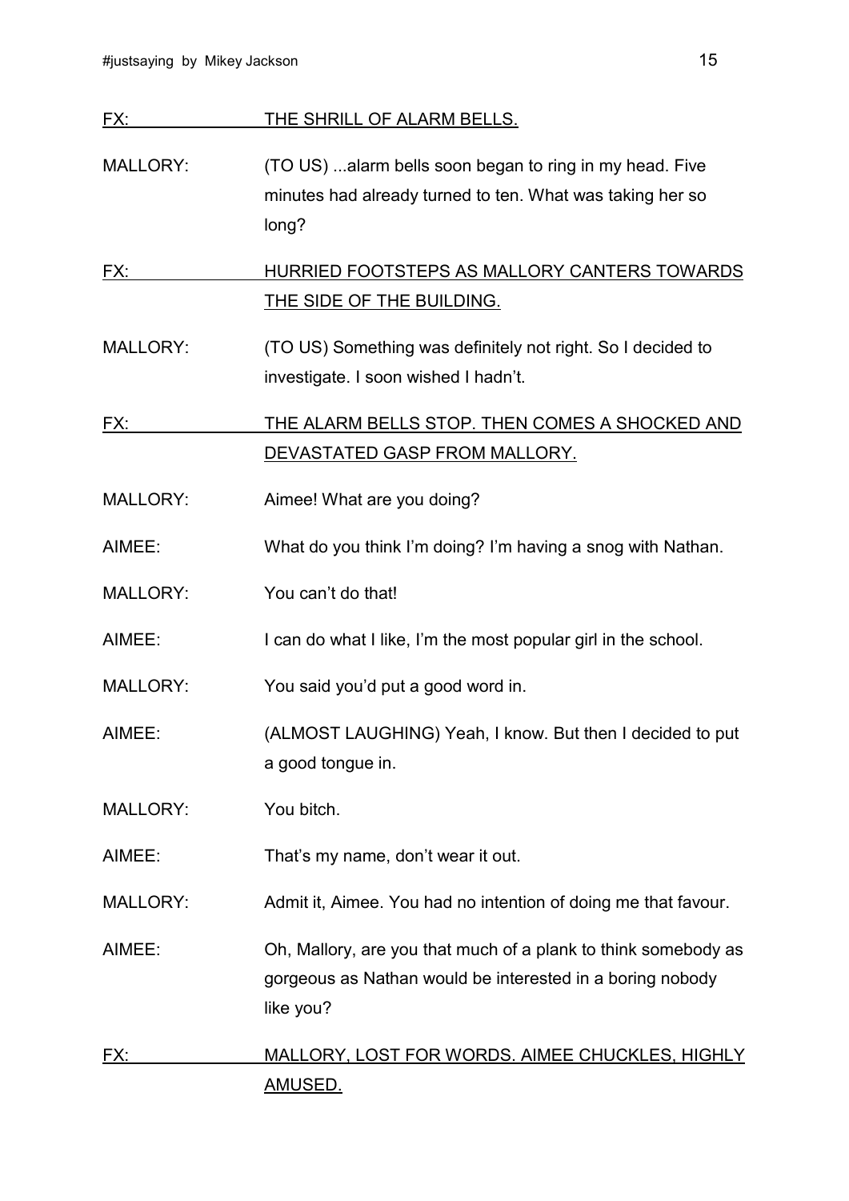FX: THE SHRILL OF ALARM BELLS.

MALLORY: (TO US) ...alarm bells soon began to ring in my head. Five minutes had already turned to ten. What was taking her so long?

FX: HURRIED FOOTSTEPS AS MALLORY CANTERS TOWARDS THE SIDE OF THE BUILDING.

MALLORY: (TO US) Something was definitely not right. So I decided to investigate. I soon wished I hadn't.

FX: THE ALARM BELLS STOP. THEN COMES A SHOCKED AND DEVASTATED GASP FROM MALLORY.

MALLORY: Aimee! What are you doing?

AIMEE: What do you think I'm doing? I'm having a snog with Nathan.

MALLORY: You can't do that!

AIMEE: I can do what I like, I'm the most popular girl in the school.

MALLORY: You said you'd put a good word in.

AIMEE: (ALMOST LAUGHING) Yeah, I know. But then I decided to put a good tongue in.

MALLORY: You bitch.

AIMEE: That's my name, don't wear it out.

MALLORY: Admit it, Aimee. You had no intention of doing me that favour.

AIMEE: Oh, Mallory, are you that much of a plank to think somebody as gorgeous as Nathan would be interested in a boring nobody like you?

FX: MALLORY, LOST FOR WORDS. AIMEE CHUCKLES, HIGHLY AMUSED.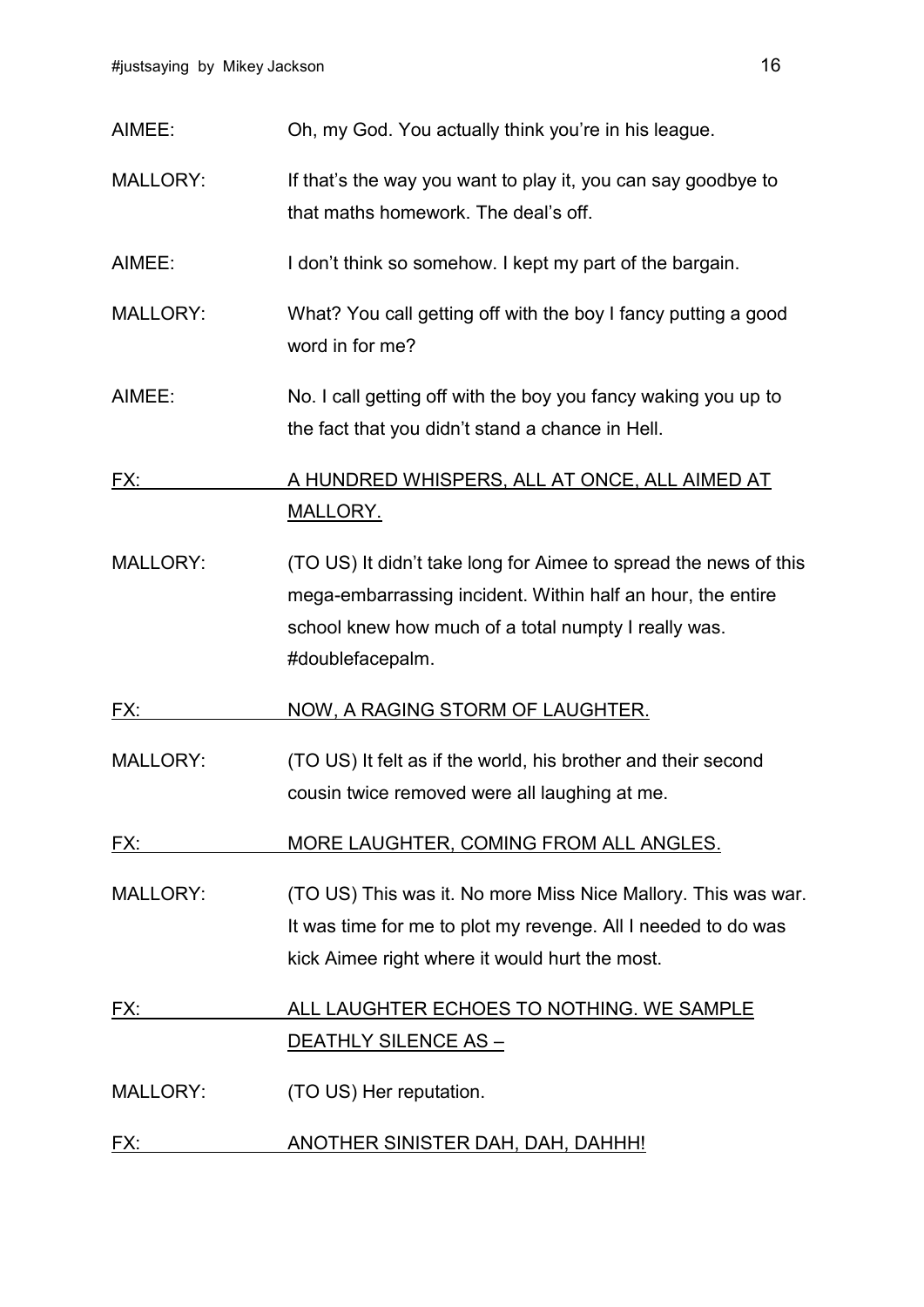AIMEE: Oh, my God. You actually think you're in his league.

MALLORY: If that's the way you want to play it, you can say goodbye to that maths homework. The deal's off.

AIMEE: I don't think so somehow. I kept my part of the bargain.

MALLORY: What? You call getting off with the boy I fancy putting a good word in for me?

AIMEE: No. I call getting off with the boy you fancy waking you up to the fact that you didn't stand a chance in Hell.

<u>FX: A HUNDRED WHISPERS, ALL AT ONCE, ALL AIMED AT MALLORY.</u>

MALLORY: (TO US) It didn't take long for Aimee to spread the news of this mega-embarrassing incident. Within half an hour, the entire school knew how much of a total numpty I really was. #doublefacepalm.

<u>FX: NOW, A RAGING STORM OF LAUGHTER.</u>

MALLORY: (TO US) It felt as if the world, his brother and their second cousin twice removed were all laughing at me.

<u>FX: MORE LAUGHTER, COMING FROM ALL ANGLES.</u>

MALLORY: (TO US) This was it. No more Miss Nice Mallory. This was war. It was time for me to plot my revenge. All I needed to do was kick Aimee right where it would hurt the most.

<u>FX: ALL LAUGHTER ECHOES TO NOTHING. WE SAMPLE DEATHLY SILENCE AS –</u>

MALLORY: (TO US) Her reputation.

<u>FX: ANOTHER SINISTER DAH, DAH, DAHHH!</u>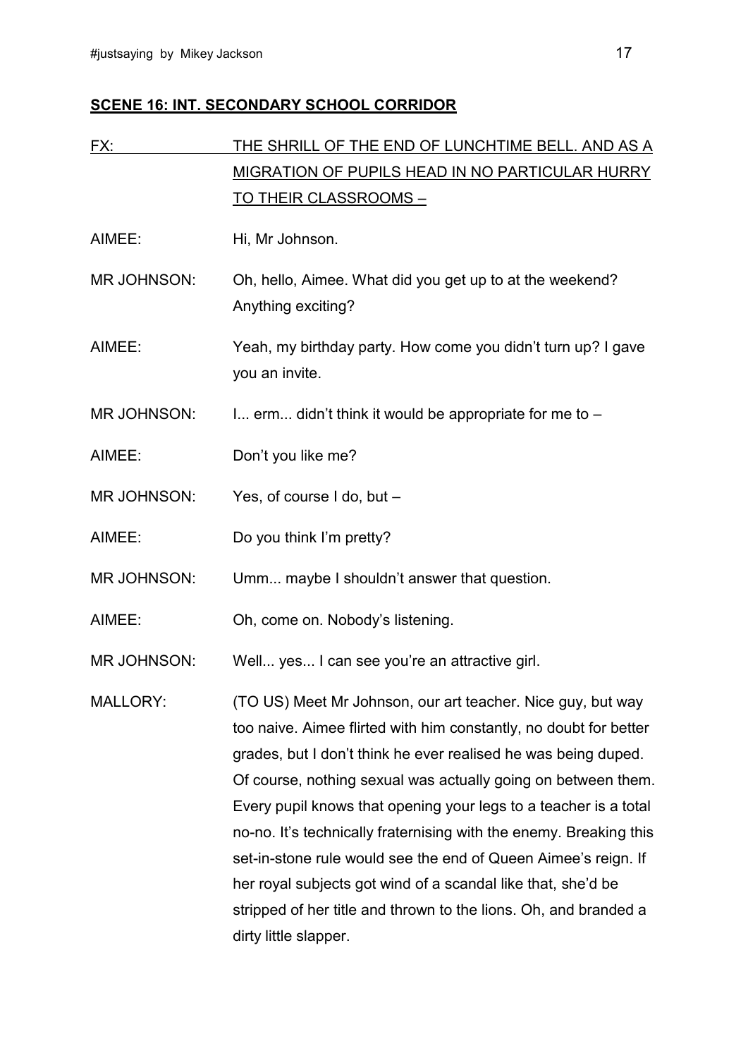**SCENE 16: INT. SECONDARY SCHOOL CORRIDOR**

FX: <u>THE SHRILL OF THE END OF LUNCHTIME BELL. AND AS A MIGRATION OF PUPILS HEAD IN NO PARTICULAR HURRY TO THEIR CLASSROOMS –</u>

AIMEE: Hi, Mr Johnson.

MR JOHNSON: Oh, hello, Aimee. What did you get up to at the weekend? Anything exciting?

AIMEE: Yeah, my birthday party. How come you didn't turn up? I gave you an invite.

MR JOHNSON: I... erm... didn't think it would be appropriate for me to –

AIMEE: Don't you like me?

MR JOHNSON: Yes, of course I do, but –

AIMEE: Do you think I'm pretty?

MR JOHNSON: Umm... maybe I shouldn't answer that question.

AIMEE: Oh, come on. Nobody's listening.

MR JOHNSON: Well... yes... I can see you're an attractive girl.

MALLORY: (TO US) Meet Mr Johnson, our art teacher. Nice guy, but way too naive. Aimee flirted with him constantly, no doubt for better grades, but I don't think he ever realised he was being duped. Of course, nothing sexual was actually going on between them. Every pupil knows that opening your legs to a teacher is a total no-no. It's technically fraternising with the enemy. Breaking this set-in-stone rule would see the end of Queen Aimee's reign. If her royal subjects got wind of a scandal like that, she'd be stripped of her title and thrown to the lions. Oh, and branded a dirty little slapper.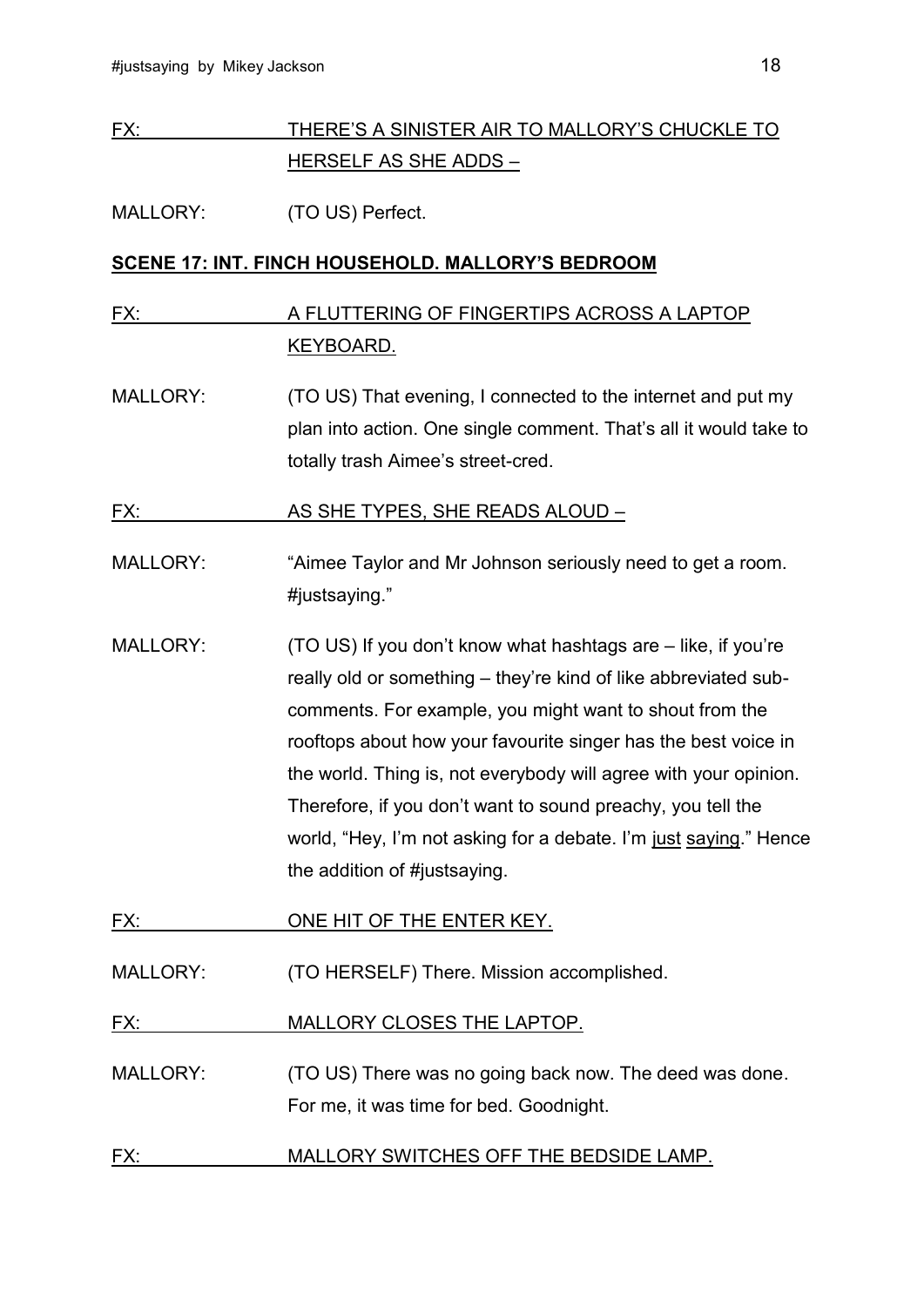FX: THERE'S A SINISTER AIR TO MALLORY'S CHUCKLE TO HERSELF AS SHE ADDS –

MALLORY: (TO US) Perfect.

**SCENE 17: INT. FINCH HOUSEHOLD. MALLORY'S BEDROOM**

FX: A FLUTTERING OF FINGERTIPS ACROSS A LAPTOP KEYBOARD.

MALLORY: (TO US) That evening, I connected to the internet and put my plan into action. One single comment. That's all it would take to totally trash Aimee's street-cred.

FX: AS SHE TYPES, SHE READS ALOUD –

MALLORY: "Aimee Taylor and Mr Johnson seriously need to get a room. #justsaying."

MALLORY: (TO US) If you don't know what hashtags are – like, if you're really old or something – they're kind of like abbreviated sub-comments. For example, you might want to shout from the rooftops about how your favourite singer has the best voice in the world. Thing is, not everybody will agree with your opinion. Therefore, if you don't want to sound preachy, you tell the world, "Hey, I'm not asking for a debate. I'm just saying." Hence the addition of #justsaying.

FX: ONE HIT OF THE ENTER KEY.

MALLORY: (TO HERSELF) There. Mission accomplished.

FX: MALLORY CLOSES THE LAPTOP.

MALLORY: (TO US) There was no going back now. The deed was done. For me, it was time for bed. Goodnight.

FX: MALLORY SWITCHES OFF THE BEDSIDE LAMP.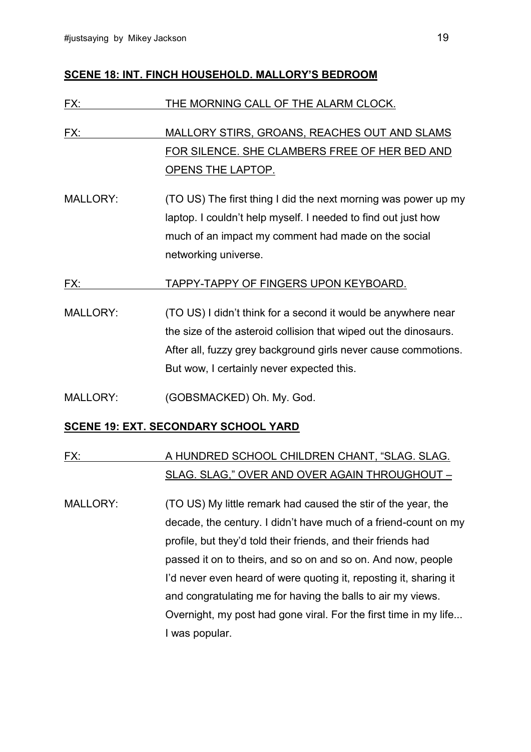**SCENE 18: INT. FINCH HOUSEHOLD. MALLORY'S BEDROOM**

FX: THE MORNING CALL OF THE ALARM CLOCK.

FX: MALLORY STIRS, GROANS, REACHES OUT AND SLAMS FOR SILENCE. SHE CLAMBERS FREE OF HER BED AND OPENS THE LAPTOP.

MALLORY: (TO US) The first thing I did the next morning was power up my laptop. I couldn't help myself. I needed to find out just how much of an impact my comment had made on the social networking universe.

FX: TAPPY-TAPPY OF FINGERS UPON KEYBOARD.

MALLORY: (TO US) I didn't think for a second it would be anywhere near the size of the asteroid collision that wiped out the dinosaurs. After all, fuzzy grey background girls never cause commotions. But wow, I certainly never expected this.

MALLORY: (GOBSMACKED) Oh. My. God.

**SCENE 19: EXT. SECONDARY SCHOOL YARD**

FX: A HUNDRED SCHOOL CHILDREN CHANT, "SLAG. SLAG. SLAG. SLAG," OVER AND OVER AGAIN THROUGHOUT –

MALLORY: (TO US) My little remark had caused the stir of the year, the decade, the century. I didn't have much of a friend-count on my profile, but they'd told their friends, and their friends had passed it on to theirs, and so on and so on. And now, people I'd never even heard of were quoting it, reposting it, sharing it and congratulating me for having the balls to air my views. Overnight, my post had gone viral. For the first time in my life... I was popular.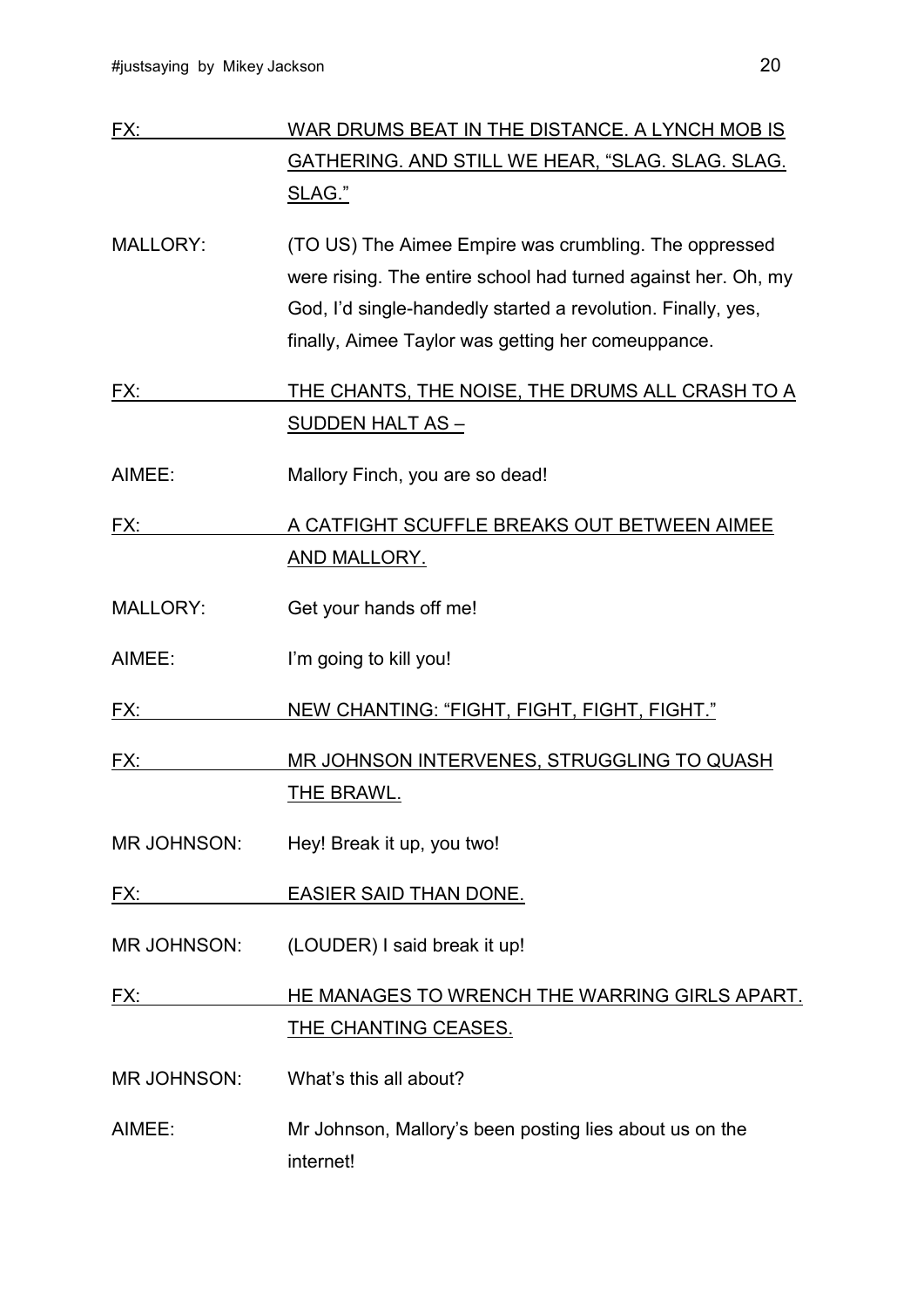FX: <u>WAR DRUMS BEAT IN THE DISTANCE. A LYNCH MOB IS GATHERING. AND STILL WE HEAR, "SLAG. SLAG. SLAG. SLAG."</u>

MALLORY: (TO US) The Aimee Empire was crumbling. The oppressed were rising. The entire school had turned against her. Oh, my God, I'd single-handedly started a revolution. Finally, yes, finally, Aimee Taylor was getting her comeuppance.

FX: <u>THE CHANTS, THE NOISE, THE DRUMS ALL CRASH TO A SUDDEN HALT AS –</u>

AIMEE: Mallory Finch, you are so dead!

FX: <u>A CATFIGHT SCUFFLE BREAKS OUT BETWEEN AIMEE AND MALLORY.</u>

MALLORY: Get your hands off me!

AIMEE: I'm going to kill you!

FX: <u>NEW CHANTING: "FIGHT, FIGHT, FIGHT, FIGHT."</u>

FX: <u>MR JOHNSON INTERVENES, STRUGGLING TO QUASH THE BRAWL.</u>

MR JOHNSON: Hey! Break it up, you two!

FX: <u>EASIER SAID THAN DONE.</u>

MR JOHNSON: (LOUDER) I said break it up!

FX: <u>HE MANAGES TO WRENCH THE WARRING GIRLS APART. THE CHANTING CEASES.</u>

MR JOHNSON: What's this all about?

AIMEE: Mr Johnson, Mallory's been posting lies about us on the internet!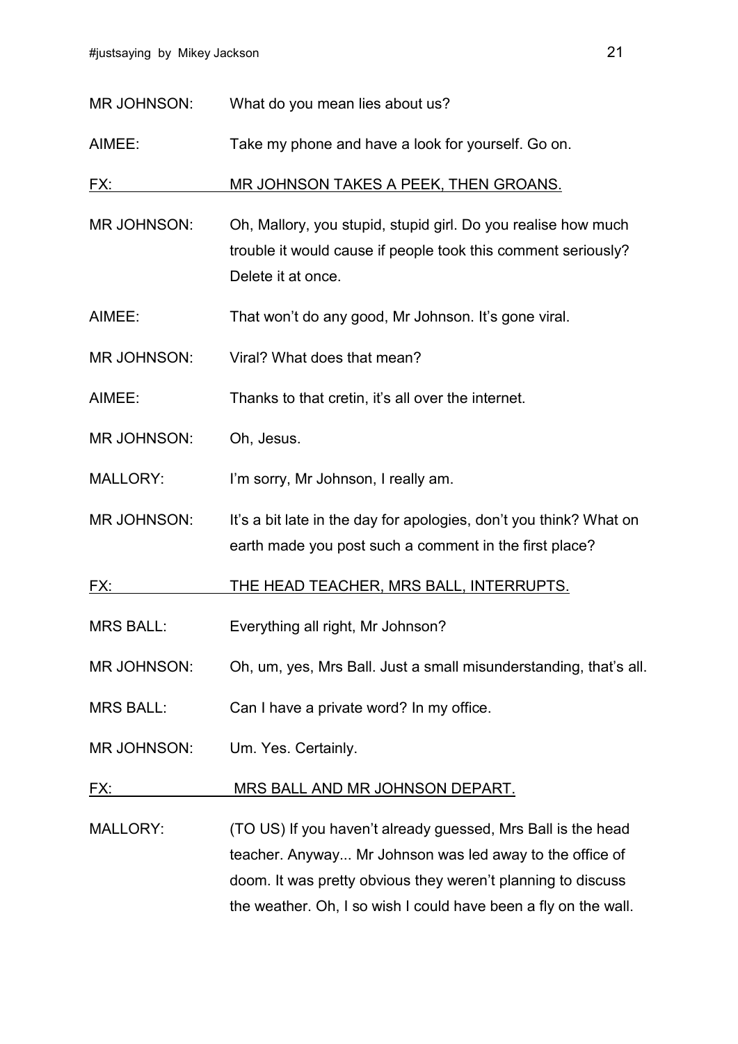MR JOHNSON: What do you mean lies about us?

AIMEE: Take my phone and have a look for yourself. Go on.

FX: MR JOHNSON TAKES A PEEK, THEN GROANS.

MR JOHNSON: Oh, Mallory, you stupid, stupid girl. Do you realise how much trouble it would cause if people took this comment seriously? Delete it at once.

AIMEE: That won't do any good, Mr Johnson. It's gone viral.

MR JOHNSON: Viral? What does that mean?

AIMEE: Thanks to that cretin, it's all over the internet.

MR JOHNSON: Oh, Jesus.

MALLORY: I'm sorry, Mr Johnson, I really am.

MR JOHNSON: It's a bit late in the day for apologies, don't you think? What on earth made you post such a comment in the first place?

FX: THE HEAD TEACHER, MRS BALL, INTERRUPTS.

MRS BALL: Everything all right, Mr Johnson?

MR JOHNSON: Oh, um, yes, Mrs Ball. Just a small misunderstanding, that's all.

MRS BALL: Can I have a private word? In my office.

MR JOHNSON: Um. Yes. Certainly.

FX: MRS BALL AND MR JOHNSON DEPART.

MALLORY: (TO US) If you haven't already guessed, Mrs Ball is the head teacher. Anyway... Mr Johnson was led away to the office of doom. It was pretty obvious they weren't planning to discuss the weather. Oh, I so wish I could have been a fly on the wall.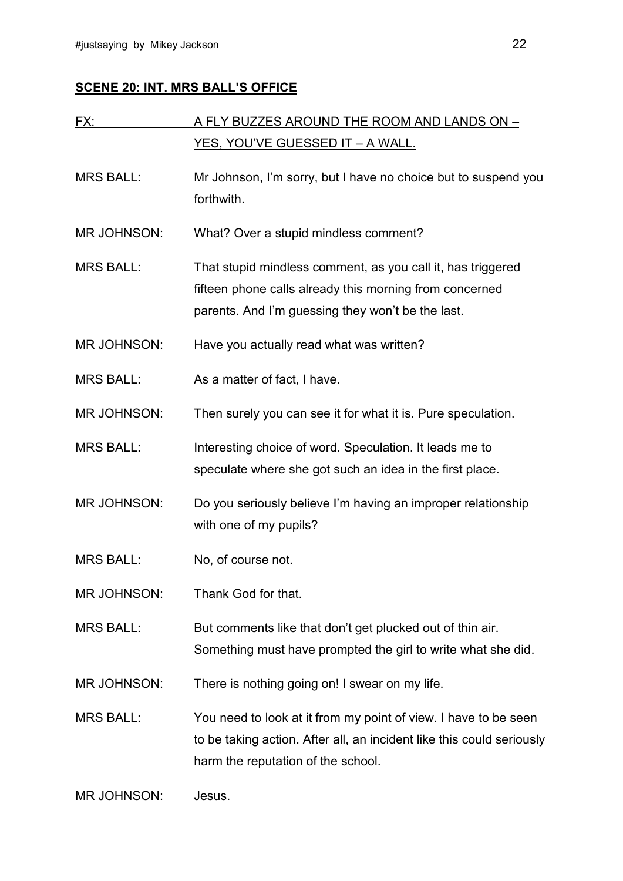## **SCENE 20: INT. MRS BALL'S OFFICE**

FX: A FLY BUZZES AROUND THE ROOM AND LANDS ON – YES, YOU'VE GUESSED IT – A WALL.

MRS BALL: Mr Johnson, I'm sorry, but I have no choice but to suspend you forthwith.

MR JOHNSON: What? Over a stupid mindless comment?

MRS BALL: That stupid mindless comment, as you call it, has triggered fifteen phone calls already this morning from concerned parents. And I'm guessing they won't be the last.

MR JOHNSON: Have you actually read what was written?

MRS BALL: As a matter of fact, I have.

MR JOHNSON: Then surely you can see it for what it is. Pure speculation.

MRS BALL: Interesting choice of word. Speculation. It leads me to speculate where she got such an idea in the first place.

MR JOHNSON: Do you seriously believe I'm having an improper relationship with one of my pupils?

MRS BALL: No, of course not.

MR JOHNSON: Thank God for that.

MRS BALL: But comments like that don't get plucked out of thin air. Something must have prompted the girl to write what she did.

MR JOHNSON: There is nothing going on! I swear on my life.

MRS BALL: You need to look at it from my point of view. I have to be seen to be taking action. After all, an incident like this could seriously harm the reputation of the school.

MR JOHNSON: Jesus.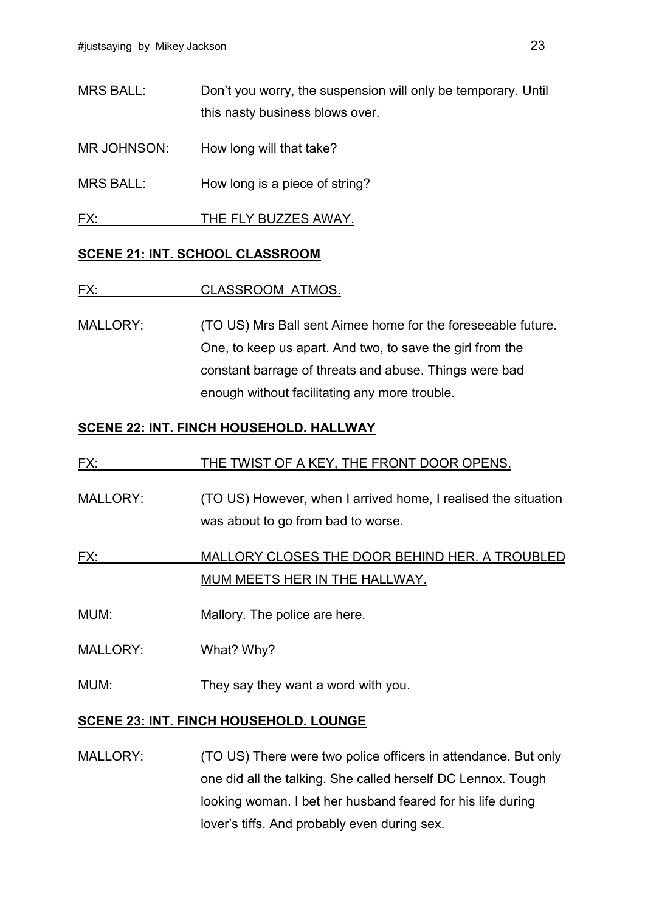MRS BALL: Don't you worry, the suspension will only be temporary. Until this nasty business blows over.

MR JOHNSON: How long will that take?

MRS BALL: How long is a piece of string?

FX: THE FLY BUZZES AWAY.

**SCENE 21: INT. SCHOOL CLASSROOM**

FX: CLASSROOM ATMOS.

MALLORY: (TO US) Mrs Ball sent Aimee home for the foreseeable future. One, to keep us apart. And two, to save the girl from the constant barrage of threats and abuse. Things were bad enough without facilitating any more trouble.

**SCENE 22: INT. FINCH HOUSEHOLD. HALLWAY**

FX: THE TWIST OF A KEY, THE FRONT DOOR OPENS.

MALLORY: (TO US) However, when I arrived home, I realised the situation was about to go from bad to worse.

FX: MALLORY CLOSES THE DOOR BEHIND HER. A TROUBLED MUM MEETS HER IN THE HALLWAY.

MUM: Mallory. The police are here.

MALLORY: What? Why?

MUM: They say they want a word with you.

**SCENE 23: INT. FINCH HOUSEHOLD. LOUNGE**

MALLORY: (TO US) There were two police officers in attendance. But only one did all the talking. She called herself DC Lennox. Tough looking woman. I bet her husband feared for his life during lover's tiffs. And probably even during sex.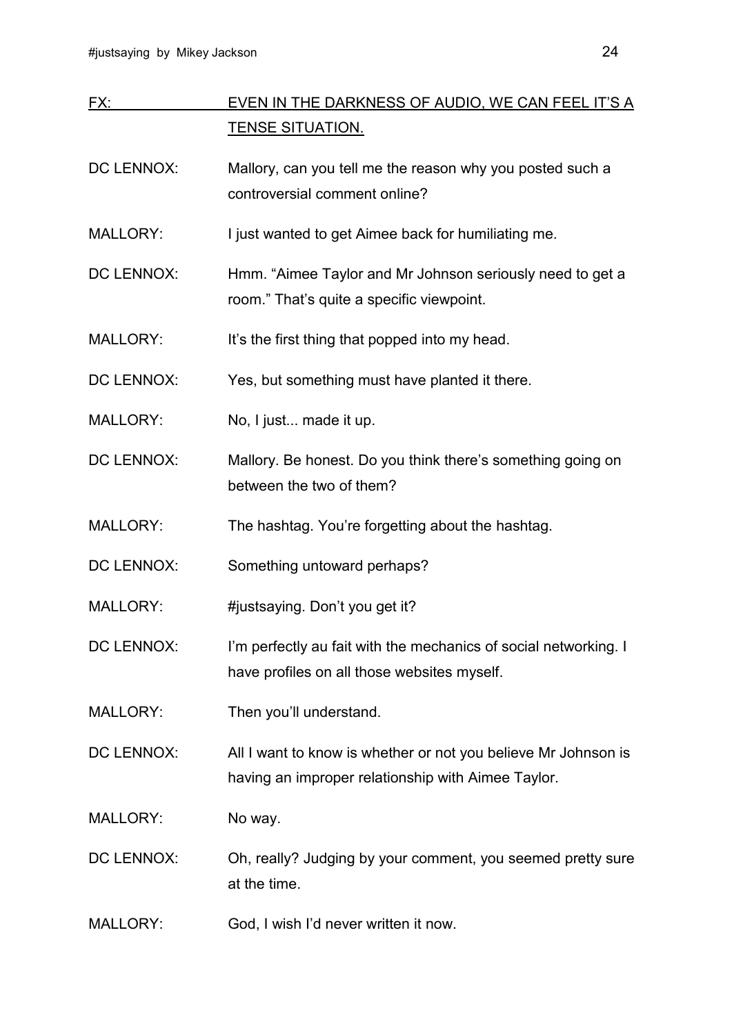<u>FX:</u> <u>EVEN IN THE DARKNESS OF AUDIO, WE CAN FEEL IT'S A TENSE SITUATION.</u>

DC LENNOX: Mallory, can you tell me the reason why you posted such a controversial comment online?

MALLORY: I just wanted to get Aimee back for humiliating me.

DC LENNOX: Hmm. "Aimee Taylor and Mr Johnson seriously need to get a room." That's quite a specific viewpoint.

MALLORY: It's the first thing that popped into my head.

DC LENNOX: Yes, but something must have planted it there.

MALLORY: No, I just... made it up.

DC LENNOX: Mallory. Be honest. Do you think there's something going on between the two of them?

MALLORY: The hashtag. You're forgetting about the hashtag.

DC LENNOX: Something untoward perhaps?

MALLORY: #justsaying. Don't you get it?

DC LENNOX: I'm perfectly au fait with the mechanics of social networking. I have profiles on all those websites myself.

MALLORY: Then you'll understand.

DC LENNOX: All I want to know is whether or not you believe Mr Johnson is having an improper relationship with Aimee Taylor.

MALLORY: No way.

DC LENNOX: Oh, really? Judging by your comment, you seemed pretty sure at the time.

MALLORY: God, I wish I'd never written it now.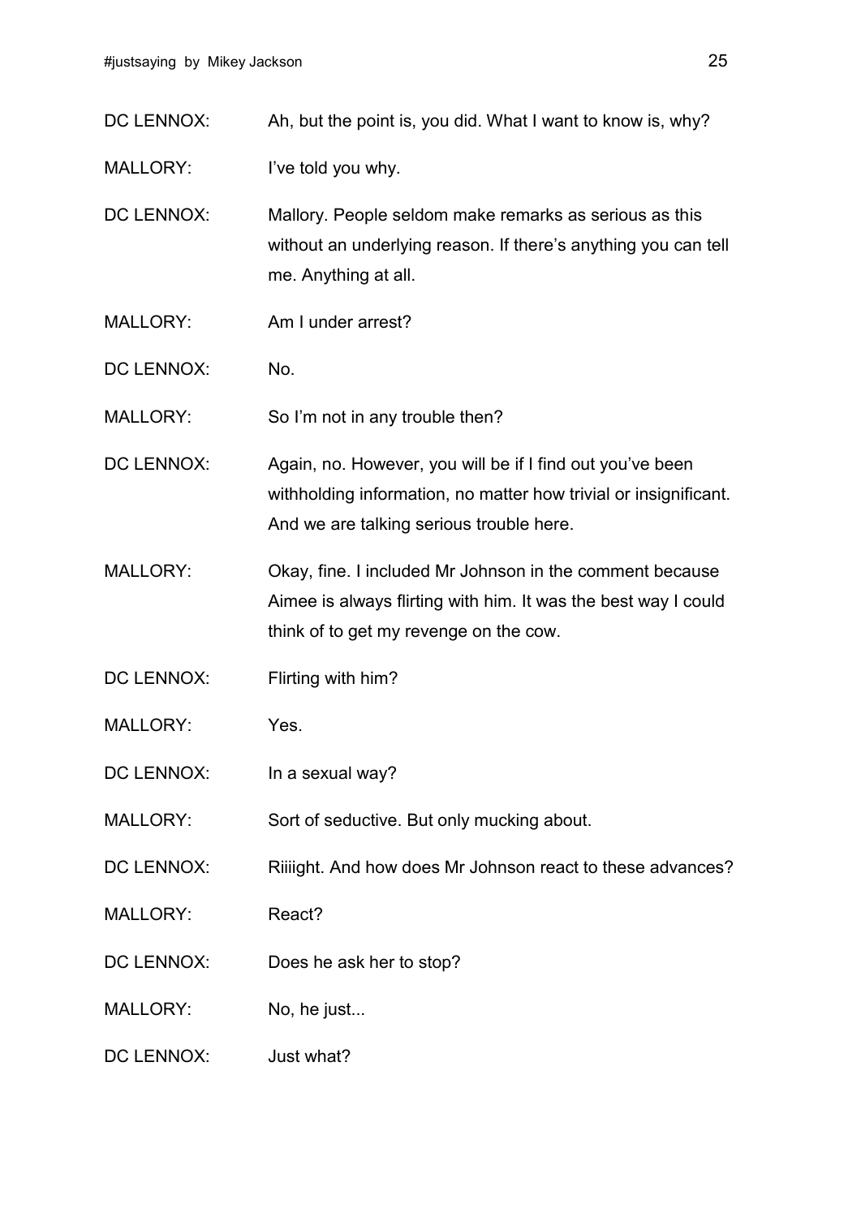DC LENNOX: Ah, but the point is, you did. What I want to know is, why?

MALLORY: I've told you why.

DC LENNOX: Mallory. People seldom make remarks as serious as this without an underlying reason. If there's anything you can tell me. Anything at all.

MALLORY: Am I under arrest?

DC LENNOX: No.

MALLORY: So I'm not in any trouble then?

DC LENNOX: Again, no. However, you will be if I find out you've been withholding information, no matter how trivial or insignificant. And we are talking serious trouble here.

MALLORY: Okay, fine. I included Mr Johnson in the comment because Aimee is always flirting with him. It was the best way I could think of to get my revenge on the cow.

DC LENNOX: Flirting with him?

MALLORY: Yes.

DC LENNOX: In a sexual way?

MALLORY: Sort of seductive. But only mucking about.

DC LENNOX: Riiiight. And how does Mr Johnson react to these advances?

MALLORY: React?

DC LENNOX: Does he ask her to stop?

MALLORY: No, he just...

DC LENNOX: Just what?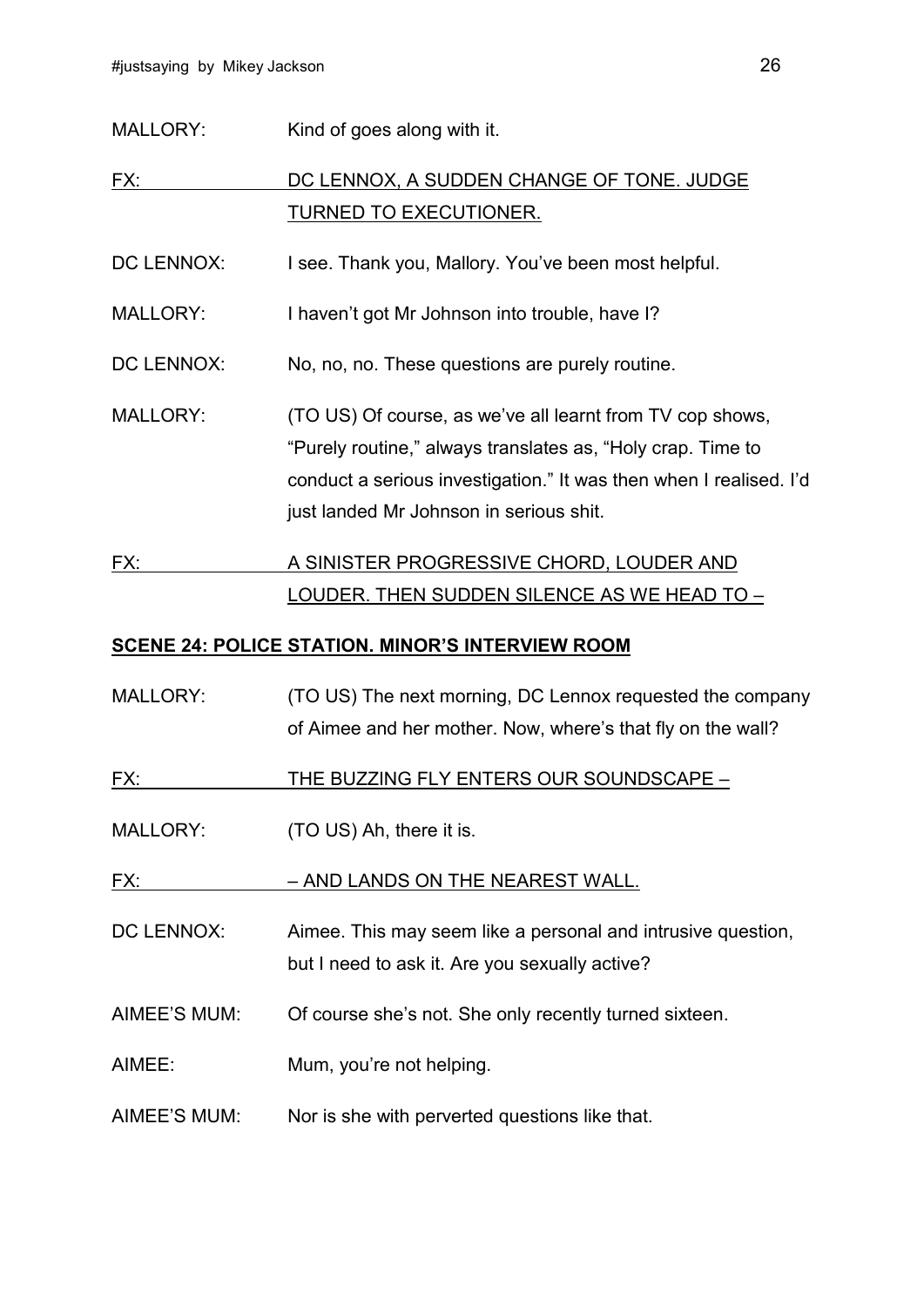MALLORY: Kind of goes along with it.

FX: DC LENNOX, A SUDDEN CHANGE OF TONE. JUDGE TURNED TO EXECUTIONER.

DC LENNOX: I see. Thank you, Mallory. You've been most helpful.

MALLORY: I haven't got Mr Johnson into trouble, have I?

DC LENNOX: No, no, no. These questions are purely routine.

MALLORY: (TO US) Of course, as we've all learnt from TV cop shows, "Purely routine," always translates as, "Holy crap. Time to conduct a serious investigation." It was then when I realised. I'd just landed Mr Johnson in serious shit.

FX: A SINISTER PROGRESSIVE CHORD, LOUDER AND LOUDER. THEN SUDDEN SILENCE AS WE HEAD TO –

**SCENE 24: POLICE STATION. MINOR'S INTERVIEW ROOM**

MALLORY: (TO US) The next morning, DC Lennox requested the company of Aimee and her mother. Now, where's that fly on the wall?

FX: THE BUZZING FLY ENTERS OUR SOUNDSCAPE –

MALLORY: (TO US) Ah, there it is.

FX: – AND LANDS ON THE NEAREST WALL.

DC LENNOX: Aimee. This may seem like a personal and intrusive question, but I need to ask it. Are you sexually active?

AIMEE'S MUM: Of course she's not. She only recently turned sixteen.

AIMEE: Mum, you're not helping.

AIMEE'S MUM: Nor is she with perverted questions like that.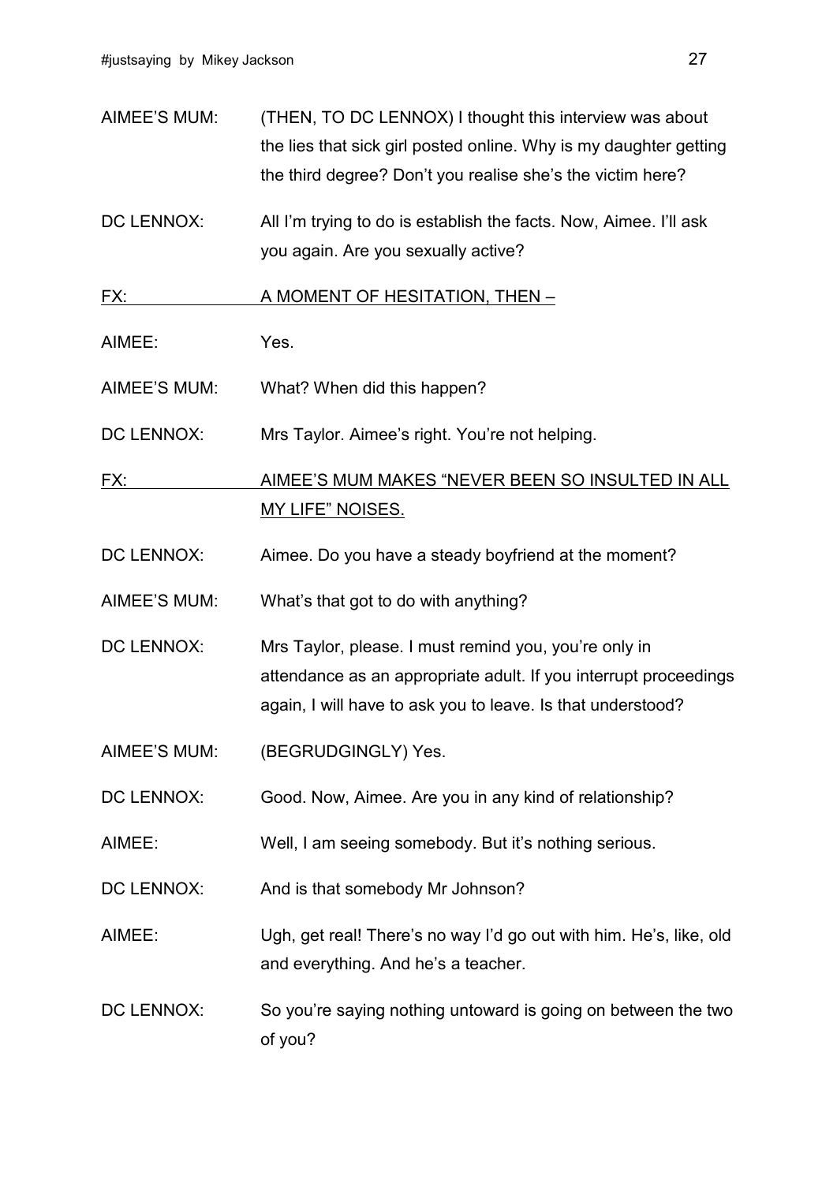AIMEE'S MUM: (THEN, TO DC LENNOX) I thought this interview was about the lies that sick girl posted online. Why is my daughter getting the third degree? Don't you realise she's the victim here?

DC LENNOX: All I'm trying to do is establish the facts. Now, Aimee. I'll ask you again. Are you sexually active?

<u>FX: A MOMENT OF HESITATION, THEN –</u>

AIMEE: Yes.

AIMEE'S MUM: What? When did this happen?

DC LENNOX: Mrs Taylor. Aimee's right. You're not helping.

<u>FX: AIMEE'S MUM MAKES "NEVER BEEN SO INSULTED IN ALL MY LIFE" NOISES.</u>

DC LENNOX: Aimee. Do you have a steady boyfriend at the moment?

AIMEE'S MUM: What's that got to do with anything?

DC LENNOX: Mrs Taylor, please. I must remind you, you're only in attendance as an appropriate adult. If you interrupt proceedings again, I will have to ask you to leave. Is that understood?

AIMEE'S MUM: (BEGRUDGINGLY) Yes.

DC LENNOX: Good. Now, Aimee. Are you in any kind of relationship?

AIMEE: Well, I am seeing somebody. But it's nothing serious.

DC LENNOX: And is that somebody Mr Johnson?

AIMEE: Ugh, get real! There's no way I'd go out with him. He's, like, old and everything. And he's a teacher.

DC LENNOX: So you're saying nothing untoward is going on between the two of you?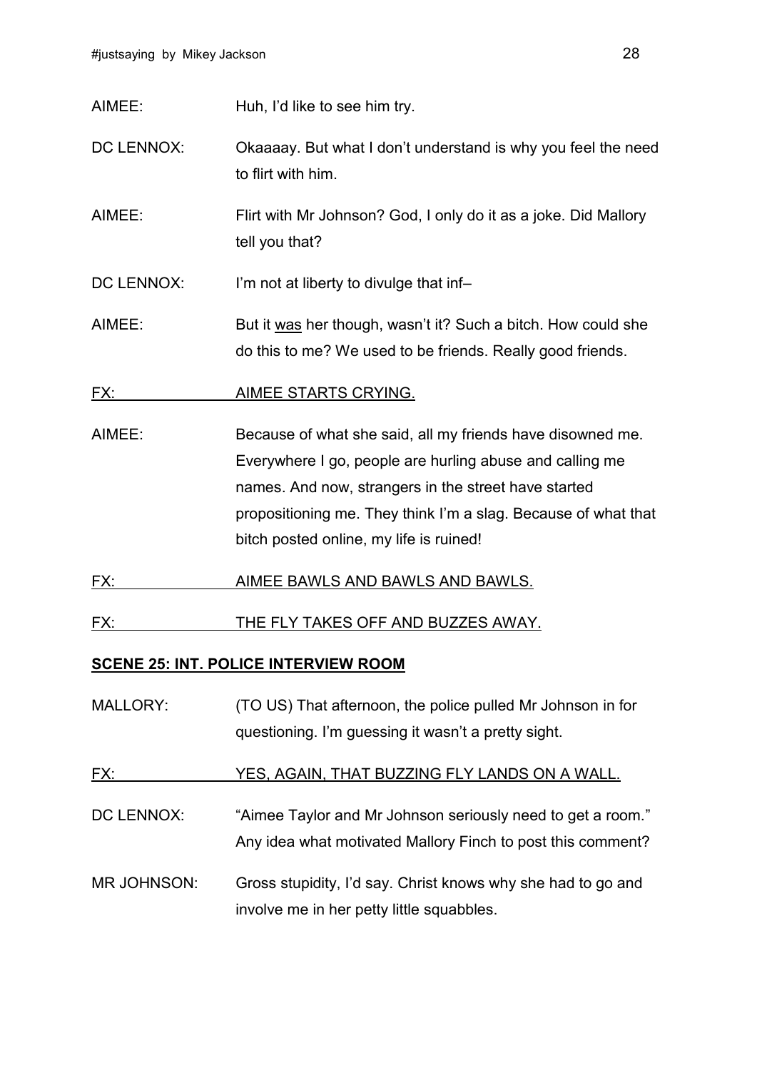AIMEE: Huh, I'd like to see him try.

DC LENNOX: Okaaaay. But what I don't understand is why you feel the need to flirt with him.

AIMEE: Flirt with Mr Johnson? God, I only do it as a joke. Did Mallory tell you that?

DC LENNOX: I'm not at liberty to divulge that inf–

AIMEE: But it <u>was</u> her though, wasn't it? Such a bitch. How could she do this to me? We used to be friends. Really good friends.

<u>FX: AIMEE STARTS CRYING.</u>

AIMEE: Because of what she said, all my friends have disowned me. Everywhere I go, people are hurling abuse and calling me names. And now, strangers in the street have started propositioning me. They think I'm a slag. Because of what that bitch posted online, my life is ruined!

<u>FX: AIMEE BAWLS AND BAWLS AND BAWLS.</u>

<u>FX: THE FLY TAKES OFF AND BUZZES AWAY.</u>

**<u>SCENE 25: INT. POLICE INTERVIEW ROOM</u>**

MALLORY: (TO US) That afternoon, the police pulled Mr Johnson in for questioning. I'm guessing it wasn't a pretty sight.

<u>FX: YES, AGAIN, THAT BUZZING FLY LANDS ON A WALL.</u>

DC LENNOX: "Aimee Taylor and Mr Johnson seriously need to get a room." Any idea what motivated Mallory Finch to post this comment?

MR JOHNSON: Gross stupidity, I'd say. Christ knows why she had to go and involve me in her petty little squabbles.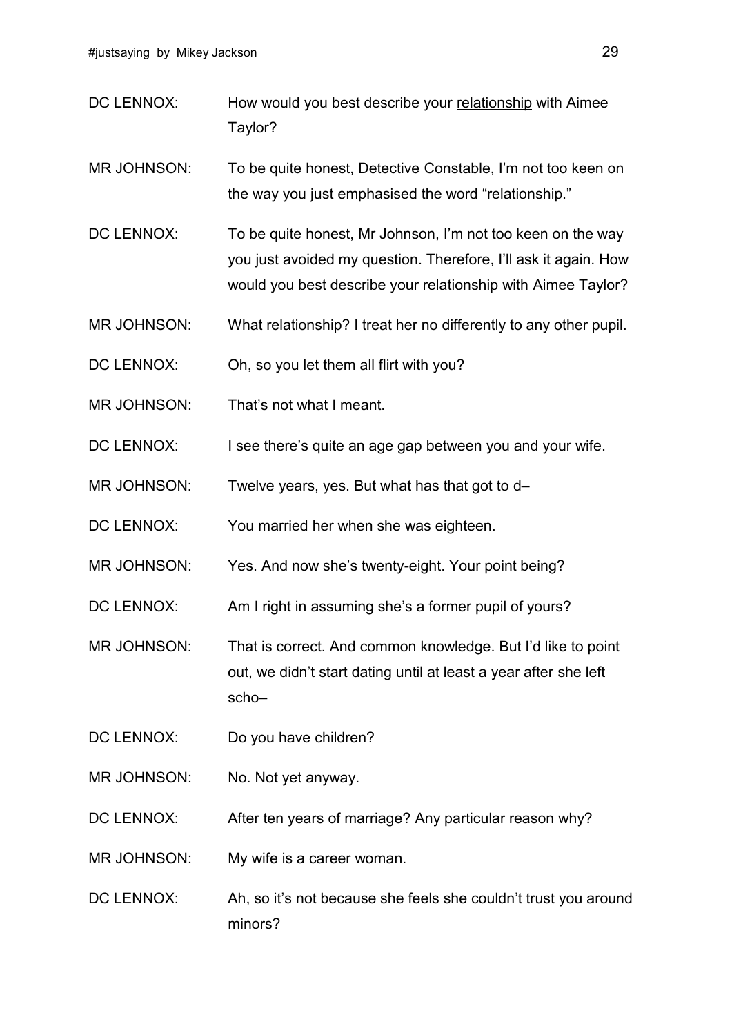DC LENNOX: How would you best describe your <u>relationship</u> with Aimee Taylor?

MR JOHNSON: To be quite honest, Detective Constable, I'm not too keen on the way you just emphasised the word "relationship."

DC LENNOX: To be quite honest, Mr Johnson, I'm not too keen on the way you just avoided my question. Therefore, I'll ask it again. How would you best describe your relationship with Aimee Taylor?

MR JOHNSON: What relationship? I treat her no differently to any other pupil.

DC LENNOX: Oh, so you let them all flirt with you?

MR JOHNSON: That's not what I meant.

DC LENNOX: I see there's quite an age gap between you and your wife.

MR JOHNSON: Twelve years, yes. But what has that got to d–

DC LENNOX: You married her when she was eighteen.

MR JOHNSON: Yes. And now she's twenty-eight. Your point being?

DC LENNOX: Am I right in assuming she's a former pupil of yours?

MR JOHNSON: That is correct. And common knowledge. But I'd like to point out, we didn't start dating until at least a year after she left scho–

DC LENNOX: Do you have children?

MR JOHNSON: No. Not yet anyway.

DC LENNOX: After ten years of marriage? Any particular reason why?

MR JOHNSON: My wife is a career woman.

DC LENNOX: Ah, so it's not because she feels she couldn't trust you around minors?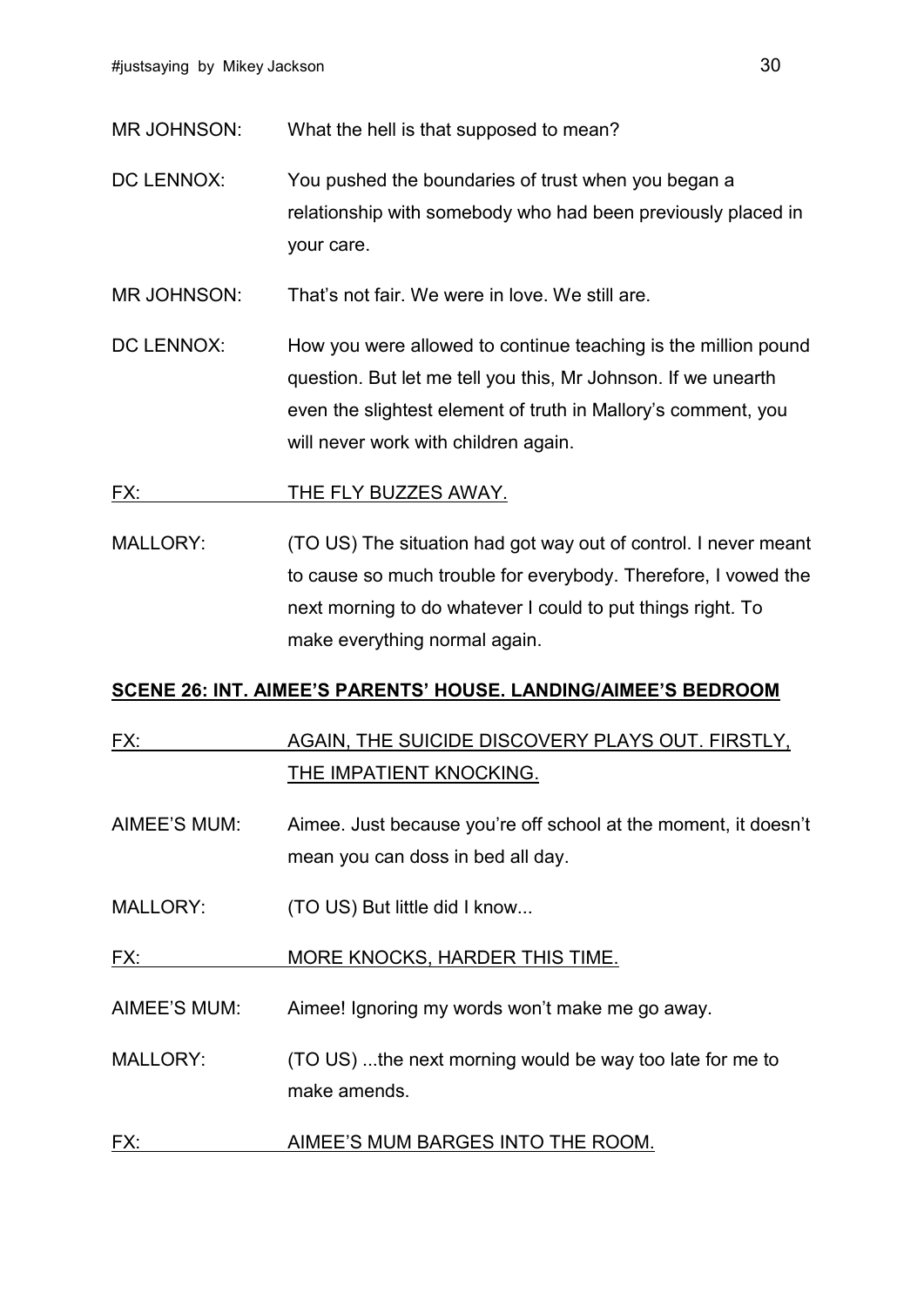MR JOHNSON: What the hell is that supposed to mean?

DC LENNOX: You pushed the boundaries of trust when you began a relationship with somebody who had been previously placed in your care.

MR JOHNSON: That's not fair. We were in love. We still are.

DC LENNOX: How you were allowed to continue teaching is the million pound question. But let me tell you this, Mr Johnson. If we unearth even the slightest element of truth in Mallory's comment, you will never work with children again.

<u>FX: THE FLY BUZZES AWAY.</u>

MALLORY: (TO US) The situation had got way out of control. I never meant to cause so much trouble for everybody. Therefore, I vowed the next morning to do whatever I could to put things right. To make everything normal again.

**<u>SCENE 26: INT. AIMEE'S PARENTS' HOUSE. LANDING/AIMEE'S BEDROOM</u>**

<u>FX: AGAIN, THE SUICIDE DISCOVERY PLAYS OUT. FIRSTLY, THE IMPATIENT KNOCKING.</u>

AIMEE'S MUM: Aimee. Just because you're off school at the moment, it doesn't mean you can doss in bed all day.

MALLORY: (TO US) But little did I know...

<u>FX: MORE KNOCKS, HARDER THIS TIME.</u>

AIMEE'S MUM: Aimee! Ignoring my words won't make me go away.

MALLORY: (TO US) ...the next morning would be way too late for me to make amends.

<u>FX: AIMEE'S MUM BARGES INTO THE ROOM.</u>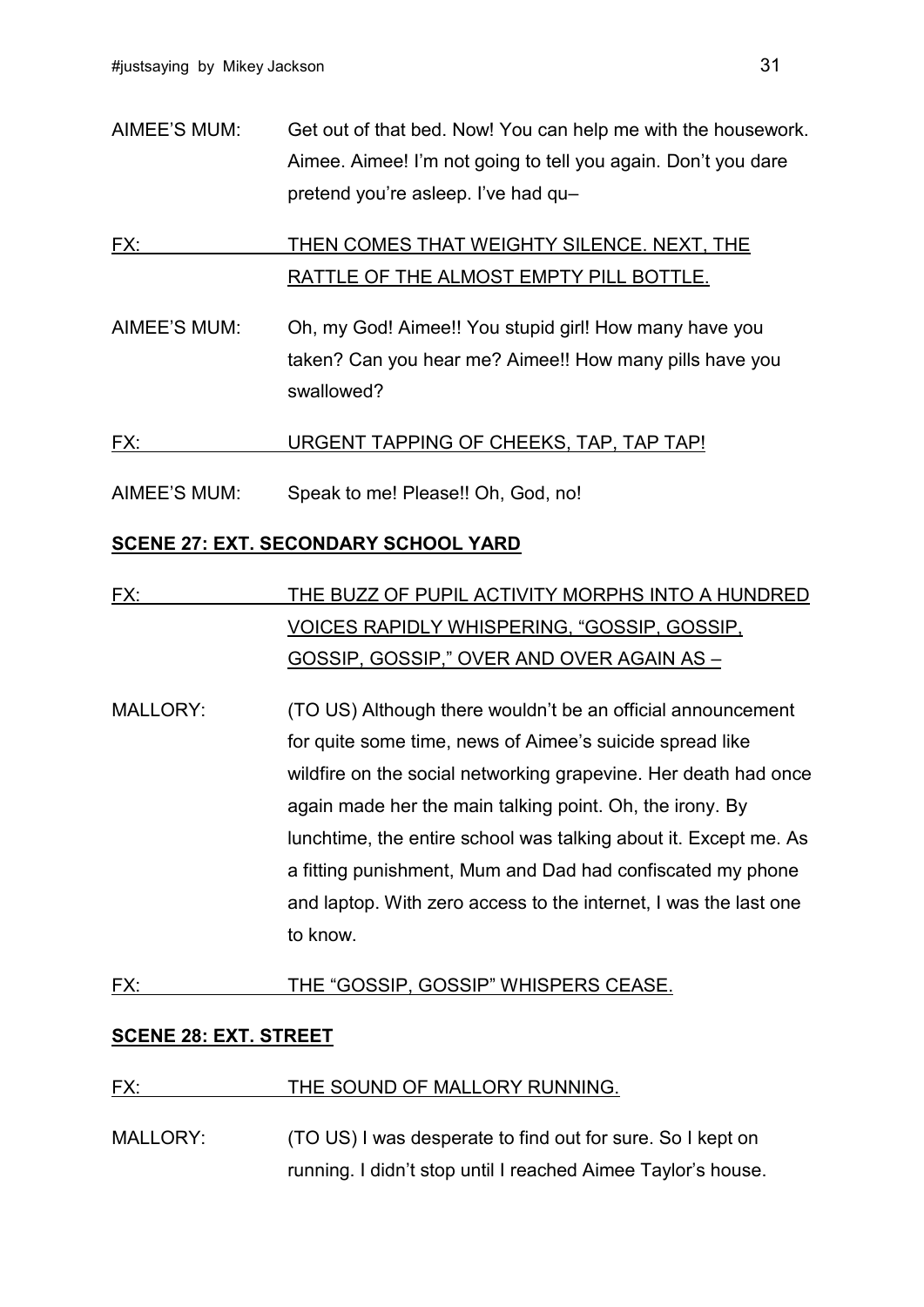AIMEE'S MUM: Get out of that bed. Now! You can help me with the housework. Aimee. Aimee! I'm not going to tell you again. Don't you dare pretend you're asleep. I've had qu–

<u>FX:</u> <u>THEN COMES THAT WEIGHTY SILENCE. NEXT, THE RATTLE OF THE ALMOST EMPTY PILL BOTTLE.</u>

AIMEE'S MUM: Oh, my God! Aimee!! You stupid girl! How many have you taken? Can you hear me? Aimee!! How many pills have you swallowed?

<u>FX:</u> <u>URGENT TAPPING OF CHEEKS, TAP, TAP TAP!</u>

AIMEE'S MUM: Speak to me! Please!! Oh, God, no!

**<u>SCENE 27: EXT. SECONDARY SCHOOL YARD</u>**

<u>FX:</u> <u>THE BUZZ OF PUPIL ACTIVITY MORPHS INTO A HUNDRED VOICES RAPIDLY WHISPERING, "GOSSIP, GOSSIP, GOSSIP, GOSSIP," OVER AND OVER AGAIN AS –</u>

MALLORY: (TO US) Although there wouldn't be an official announcement for quite some time, news of Aimee's suicide spread like wildfire on the social networking grapevine. Her death had once again made her the main talking point. Oh, the irony. By lunchtime, the entire school was talking about it. Except me. As a fitting punishment, Mum and Dad had confiscated my phone and laptop. With zero access to the internet, I was the last one to know.

<u>FX:</u> <u>THE "GOSSIP, GOSSIP" WHISPERS CEASE.</u>

**<u>SCENE 28: EXT. STREET</u>**

<u>FX:</u> <u>THE SOUND OF MALLORY RUNNING.</u>

MALLORY: (TO US) I was desperate to find out for sure. So I kept on running. I didn't stop until I reached Aimee Taylor's house.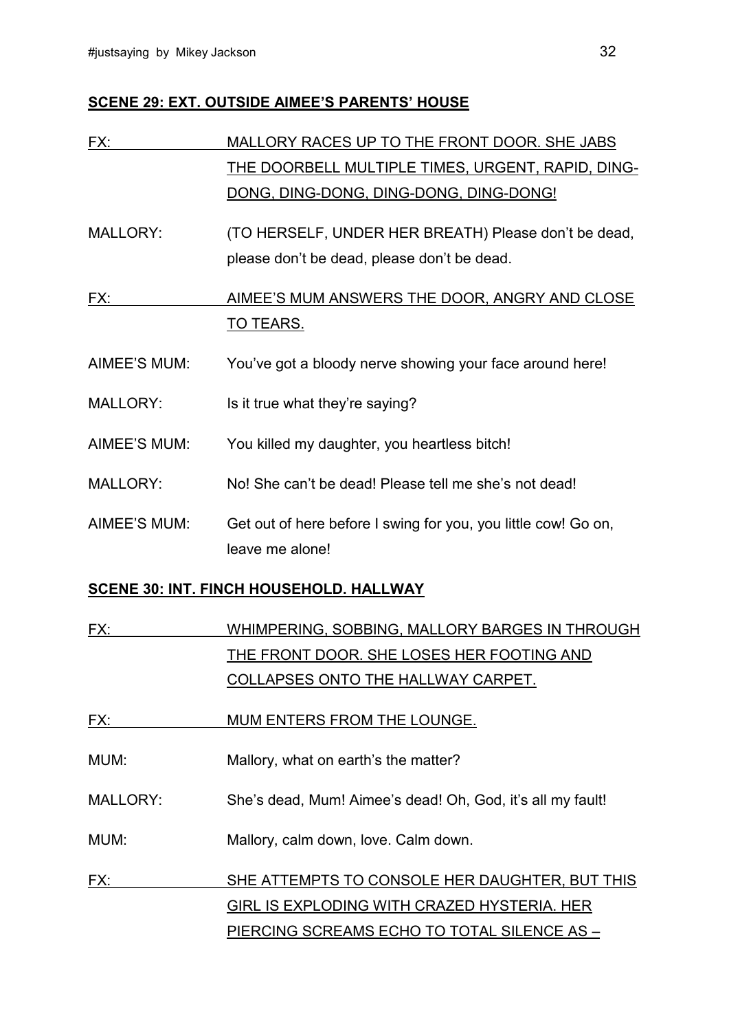**SCENE 29: EXT. OUTSIDE AIMEE'S PARENTS' HOUSE**

FX: MALLORY RACES UP TO THE FRONT DOOR. SHE JABS THE DOORBELL MULTIPLE TIMES, URGENT, RAPID, DING-DONG, DING-DONG, DING-DONG, DING-DONG!

MALLORY: (TO HERSELF, UNDER HER BREATH) Please don't be dead, please don't be dead, please don't be dead.

FX: AIMEE'S MUM ANSWERS THE DOOR, ANGRY AND CLOSE TO TEARS.

AIMEE'S MUM: You've got a bloody nerve showing your face around here!

MALLORY: Is it true what they're saying?

AIMEE'S MUM: You killed my daughter, you heartless bitch!

MALLORY: No! She can't be dead! Please tell me she's not dead!

AIMEE'S MUM: Get out of here before I swing for you, you little cow! Go on, leave me alone!

**SCENE 30: INT. FINCH HOUSEHOLD. HALLWAY**

FX: WHIMPERING, SOBBING, MALLORY BARGES IN THROUGH THE FRONT DOOR. SHE LOSES HER FOOTING AND COLLAPSES ONTO THE HALLWAY CARPET.

FX: MUM ENTERS FROM THE LOUNGE.

MUM: Mallory, what on earth's the matter?

MALLORY: She's dead, Mum! Aimee's dead! Oh, God, it's all my fault!

MUM: Mallory, calm down, love. Calm down.

FX: SHE ATTEMPTS TO CONSOLE HER DAUGHTER, BUT THIS GIRL IS EXPLODING WITH CRAZED HYSTERIA. HER PIERCING SCREAMS ECHO TO TOTAL SILENCE AS –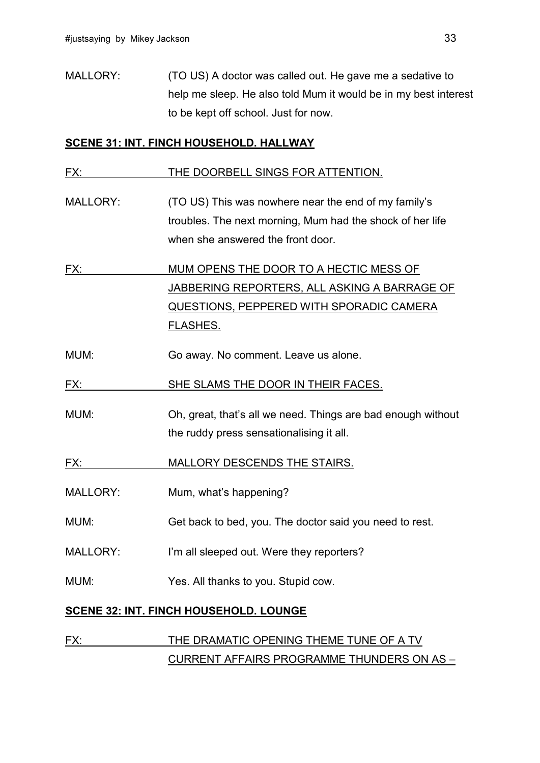MALLORY: (TO US) A doctor was called out. He gave me a sedative to help me sleep. He also told Mum it would be in my best interest to be kept off school. Just for now.

**SCENE 31: INT. FINCH HOUSEHOLD. HALLWAY**

FX: THE DOORBELL SINGS FOR ATTENTION.

MALLORY: (TO US) This was nowhere near the end of my family's troubles. The next morning, Mum had the shock of her life when she answered the front door.

FX: MUM OPENS THE DOOR TO A HECTIC MESS OF JABBERING REPORTERS, ALL ASKING A BARRAGE OF QUESTIONS, PEPPERED WITH SPORADIC CAMERA FLASHES.

MUM: Go away. No comment. Leave us alone.

FX: SHE SLAMS THE DOOR IN THEIR FACES.

MUM: Oh, great, that's all we need. Things are bad enough without the ruddy press sensationalising it all.

FX: MALLORY DESCENDS THE STAIRS.

MALLORY: Mum, what's happening?

MUM: Get back to bed, you. The doctor said you need to rest.

MALLORY: I'm all sleeped out. Were they reporters?

MUM: Yes. All thanks to you. Stupid cow.

**SCENE 32: INT. FINCH HOUSEHOLD. LOUNGE**

FX: THE DRAMATIC OPENING THEME TUNE OF A TV CURRENT AFFAIRS PROGRAMME THUNDERS ON AS –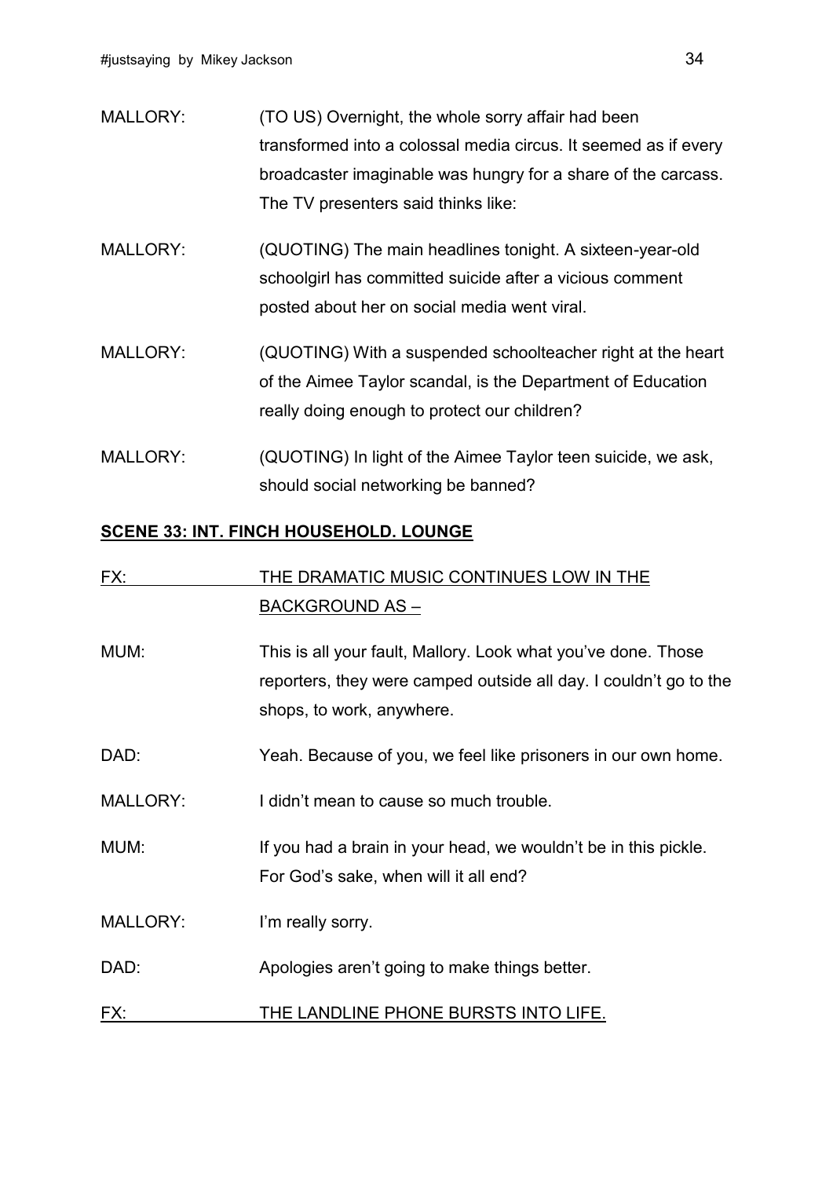MALLORY: (TO US) Overnight, the whole sorry affair had been transformed into a colossal media circus. It seemed as if every broadcaster imaginable was hungry for a share of the carcass. The TV presenters said thinks like:

MALLORY: (QUOTING) The main headlines tonight. A sixteen-year-old schoolgirl has committed suicide after a vicious comment posted about her on social media went viral.

MALLORY: (QUOTING) With a suspended schoolteacher right at the heart of the Aimee Taylor scandal, is the Department of Education really doing enough to protect our children?

MALLORY: (QUOTING) In light of the Aimee Taylor teen suicide, we ask, should social networking be banned?

**SCENE 33: INT. FINCH HOUSEHOLD. LOUNGE**

FX: THE DRAMATIC MUSIC CONTINUES LOW IN THE BACKGROUND AS –

MUM: This is all your fault, Mallory. Look what you've done. Those reporters, they were camped outside all day. I couldn't go to the shops, to work, anywhere.

DAD: Yeah. Because of you, we feel like prisoners in our own home.

MALLORY: I didn't mean to cause so much trouble.

MUM: If you had a brain in your head, we wouldn't be in this pickle. For God's sake, when will it all end?

MALLORY: I'm really sorry.

DAD: Apologies aren't going to make things better.

FX: THE LANDLINE PHONE BURSTS INTO LIFE.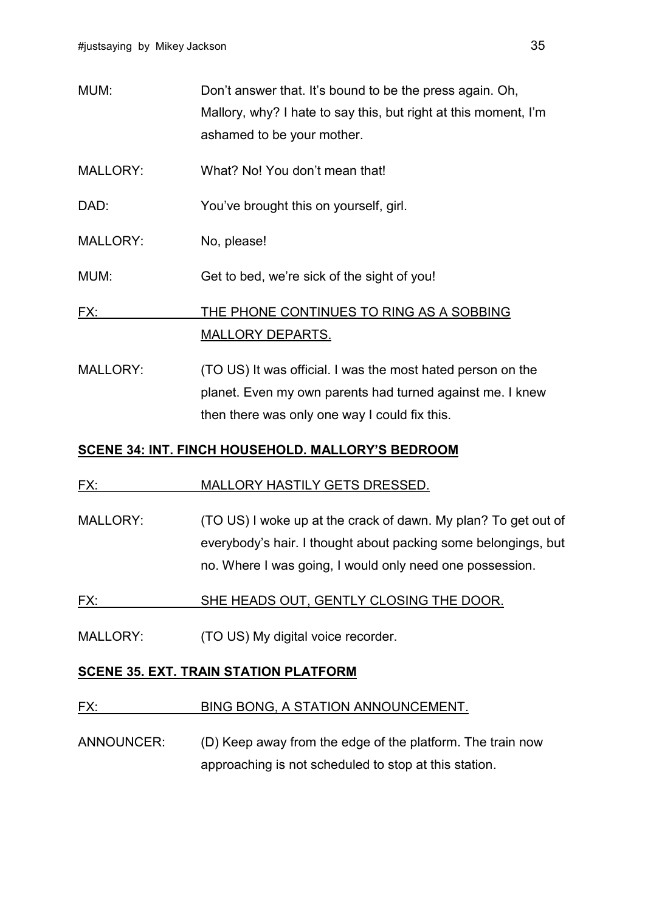MUM: Don't answer that. It's bound to be the press again. Oh, Mallory, why? I hate to say this, but right at this moment, I'm ashamed to be your mother.

MALLORY: What? No! You don't mean that!

DAD: You've brought this on yourself, girl.

MALLORY: No, please!

MUM: Get to bed, we're sick of the sight of you!

FX: THE PHONE CONTINUES TO RING AS A SOBBING MALLORY DEPARTS.

MALLORY: (TO US) It was official. I was the most hated person on the planet. Even my own parents had turned against me. I knew then there was only one way I could fix this.

**SCENE 34: INT. FINCH HOUSEHOLD. MALLORY'S BEDROOM**

FX: MALLORY HASTILY GETS DRESSED.

MALLORY: (TO US) I woke up at the crack of dawn. My plan? To get out of everybody's hair. I thought about packing some belongings, but no. Where I was going, I would only need one possession.

FX: SHE HEADS OUT, GENTLY CLOSING THE DOOR.

MALLORY: (TO US) My digital voice recorder.

**SCENE 35. EXT. TRAIN STATION PLATFORM**

FX: BING BONG, A STATION ANNOUNCEMENT.

ANNOUNCER: (D) Keep away from the edge of the platform. The train now approaching is not scheduled to stop at this station.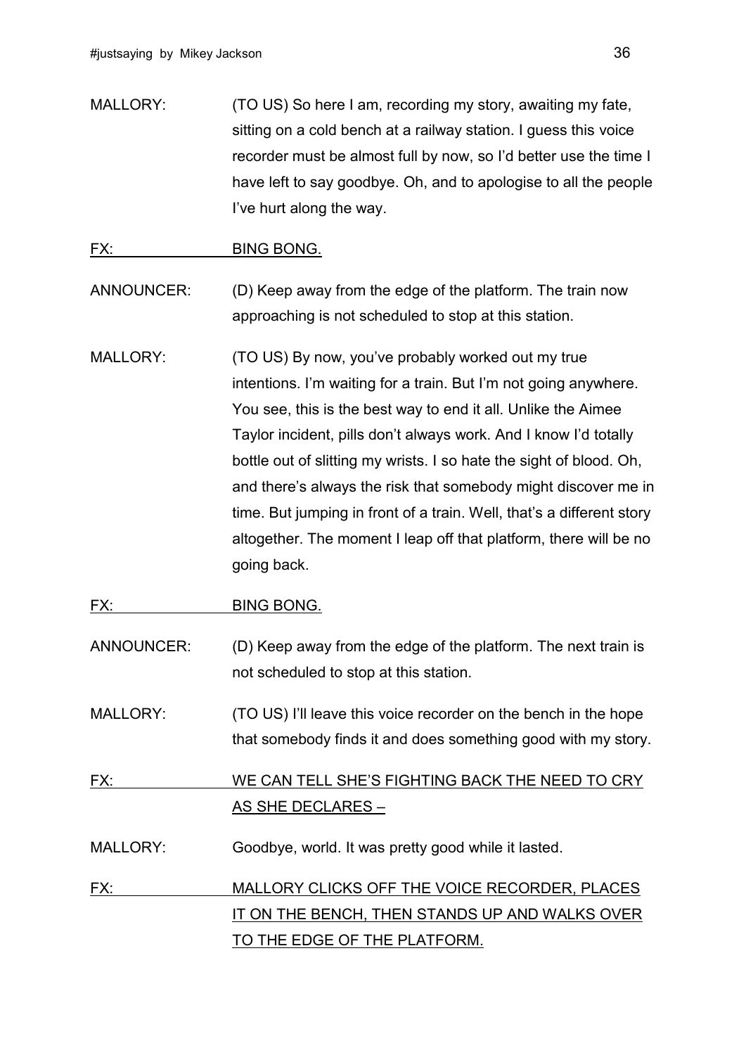MALLORY: (TO US) So here I am, recording my story, awaiting my fate, sitting on a cold bench at a railway station. I guess this voice recorder must be almost full by now, so I'd better use the time I have left to say goodbye. Oh, and to apologise to all the people I've hurt along the way.

<u>FX: BING BONG.</u>

ANNOUNCER: (D) Keep away from the edge of the platform. The train now approaching is not scheduled to stop at this station.

MALLORY: (TO US) By now, you've probably worked out my true intentions. I'm waiting for a train. But I'm not going anywhere. You see, this is the best way to end it all. Unlike the Aimee Taylor incident, pills don't always work. And I know I'd totally bottle out of slitting my wrists. I so hate the sight of blood. Oh, and there's always the risk that somebody might discover me in time. But jumping in front of a train. Well, that's a different story altogether. The moment I leap off that platform, there will be no going back.

<u>FX: BING BONG.</u>

ANNOUNCER: (D) Keep away from the edge of the platform. The next train is not scheduled to stop at this station.

MALLORY: (TO US) I'll leave this voice recorder on the bench in the hope that somebody finds it and does something good with my story.

<u>FX: WE CAN TELL SHE'S FIGHTING BACK THE NEED TO CRY AS SHE DECLARES –</u>

MALLORY: Goodbye, world. It was pretty good while it lasted.

<u>FX: MALLORY CLICKS OFF THE VOICE RECORDER, PLACES IT ON THE BENCH, THEN STANDS UP AND WALKS OVER TO THE EDGE OF THE PLATFORM.</u>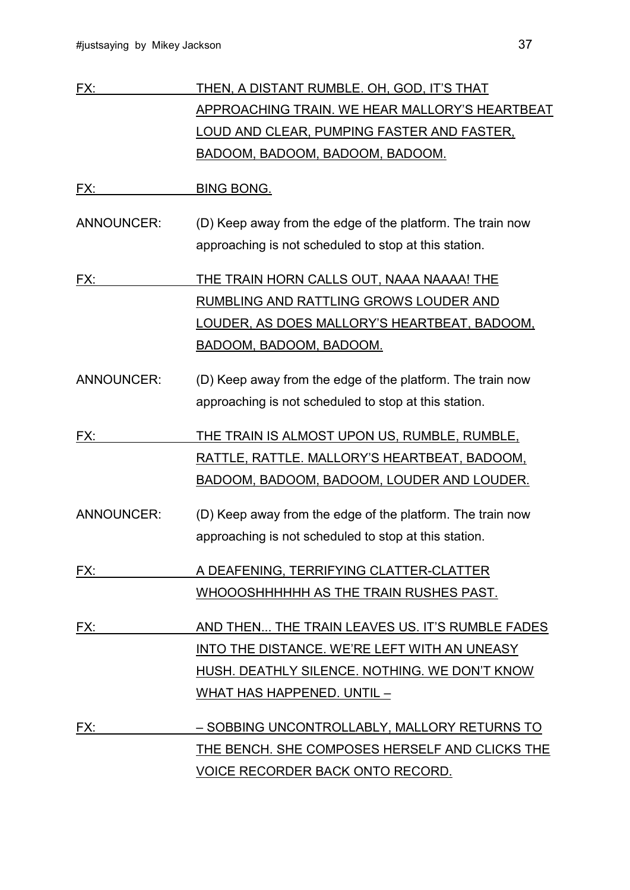FX: THEN, A DISTANT RUMBLE. OH, GOD, IT'S THAT APPROACHING TRAIN. WE HEAR MALLORY'S HEARTBEAT LOUD AND CLEAR, PUMPING FASTER AND FASTER, BADOOM, BADOOM, BADOOM, BADOOM.

FX: BING BONG.

ANNOUNCER: (D) Keep away from the edge of the platform. The train now approaching is not scheduled to stop at this station.

FX: THE TRAIN HORN CALLS OUT, NAAA NAAAA! THE RUMBLING AND RATTLING GROWS LOUDER AND LOUDER, AS DOES MALLORY'S HEARTBEAT, BADOOM, BADOOM, BADOOM, BADOOM.

ANNOUNCER: (D) Keep away from the edge of the platform. The train now approaching is not scheduled to stop at this station.

FX: THE TRAIN IS ALMOST UPON US, RUMBLE, RUMBLE, RATTLE, RATTLE. MALLORY'S HEARTBEAT, BADOOM, BADOOM, BADOOM, BADOOM, LOUDER AND LOUDER.

ANNOUNCER: (D) Keep away from the edge of the platform. The train now approaching is not scheduled to stop at this station.

FX: A DEAFENING, TERRIFYING CLATTER-CLATTER WHOOOSHHHHHH AS THE TRAIN RUSHES PAST.

FX: AND THEN... THE TRAIN LEAVES US. IT'S RUMBLE FADES INTO THE DISTANCE. WE'RE LEFT WITH AN UNEASY HUSH. DEATHLY SILENCE. NOTHING. WE DON'T KNOW WHAT HAS HAPPENED. UNTIL –

FX: – SOBBING UNCONTROLLABLY, MALLORY RETURNS TO THE BENCH. SHE COMPOSES HERSELF AND CLICKS THE VOICE RECORDER BACK ONTO RECORD.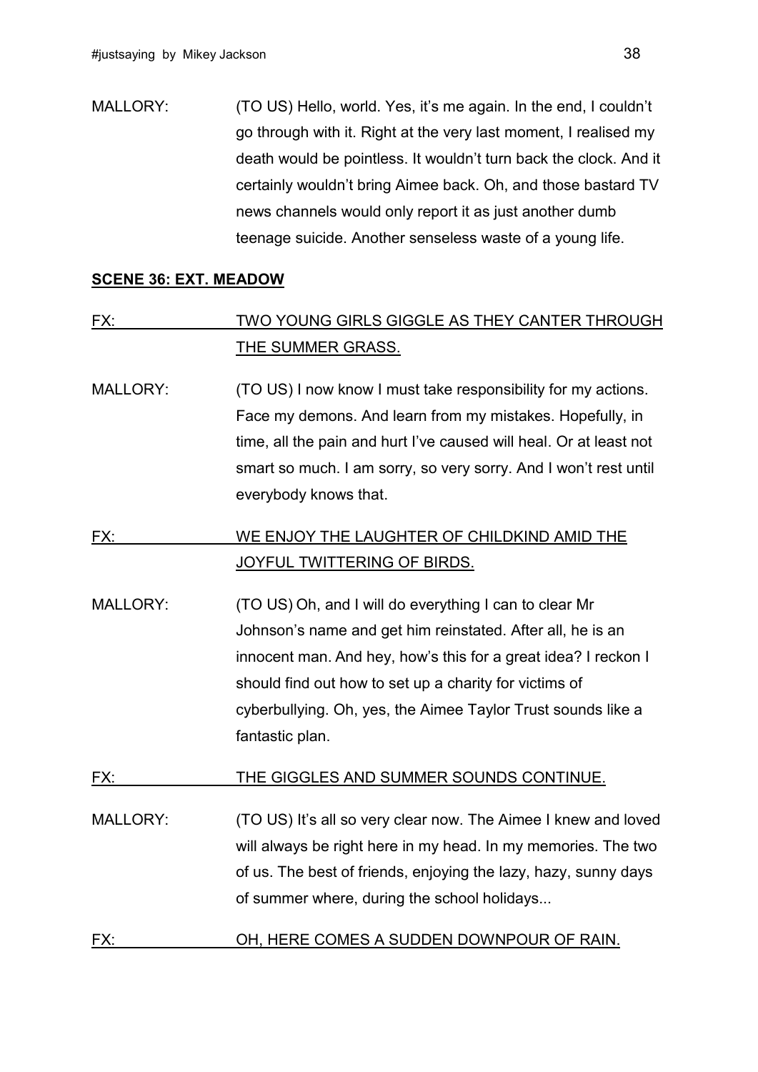MALLORY: (TO US) Hello, world. Yes, it's me again. In the end, I couldn't go through with it. Right at the very last moment, I realised my death would be pointless. It wouldn't turn back the clock. And it certainly wouldn't bring Aimee back. Oh, and those bastard TV news channels would only report it as just another dumb teenage suicide. Another senseless waste of a young life.

**SCENE 36: EXT. MEADOW**

FX: TWO YOUNG GIRLS GIGGLE AS THEY CANTER THROUGH THE SUMMER GRASS.

MALLORY: (TO US) I now know I must take responsibility for my actions. Face my demons. And learn from my mistakes. Hopefully, in time, all the pain and hurt I've caused will heal. Or at least not smart so much. I am sorry, so very sorry. And I won't rest until everybody knows that.

FX: WE ENJOY THE LAUGHTER OF CHILDKIND AMID THE JOYFUL TWITTERING OF BIRDS.

MALLORY: (TO US) Oh, and I will do everything I can to clear Mr Johnson's name and get him reinstated. After all, he is an innocent man. And hey, how's this for a great idea? I reckon I should find out how to set up a charity for victims of cyberbullying. Oh, yes, the Aimee Taylor Trust sounds like a fantastic plan.

FX: THE GIGGLES AND SUMMER SOUNDS CONTINUE.

MALLORY: (TO US) It's all so very clear now. The Aimee I knew and loved will always be right here in my head. In my memories. The two of us. The best of friends, enjoying the lazy, hazy, sunny days of summer where, during the school holidays...

FX: OH, HERE COMES A SUDDEN DOWNPOUR OF RAIN.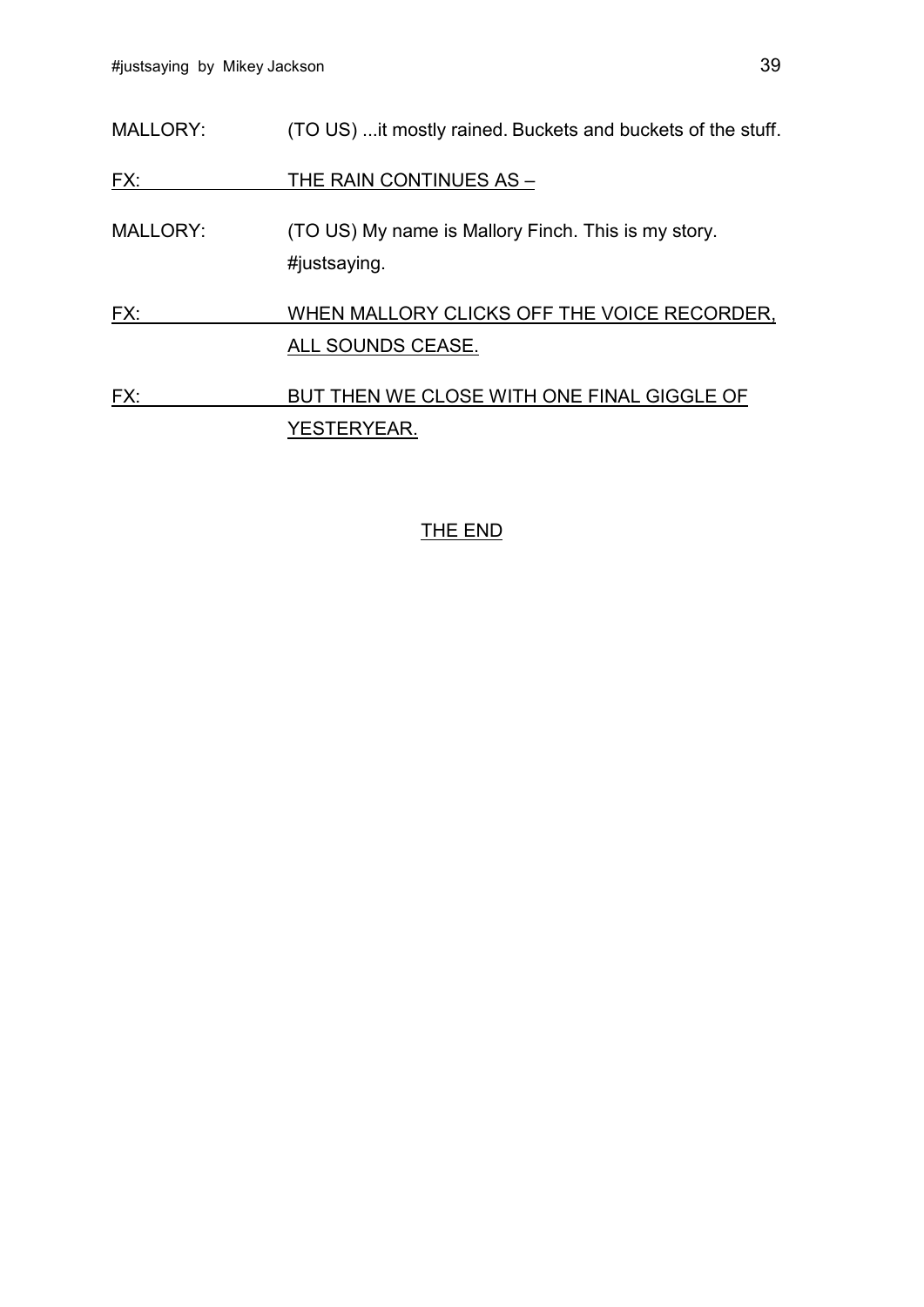MALLORY: (TO US) ...it mostly rained. Buckets and buckets of the stuff.

<u>FX: THE RAIN CONTINUES AS –</u>

MALLORY: (TO US) My name is Mallory Finch. This is my story. #justsaying.

<u>FX: WHEN MALLORY CLICKS OFF THE VOICE RECORDER, ALL SOUNDS CEASE.</u>

<u>FX: BUT THEN WE CLOSE WITH ONE FINAL GIGGLE OF YESTERYEAR.</u>

<u>THE END</u>